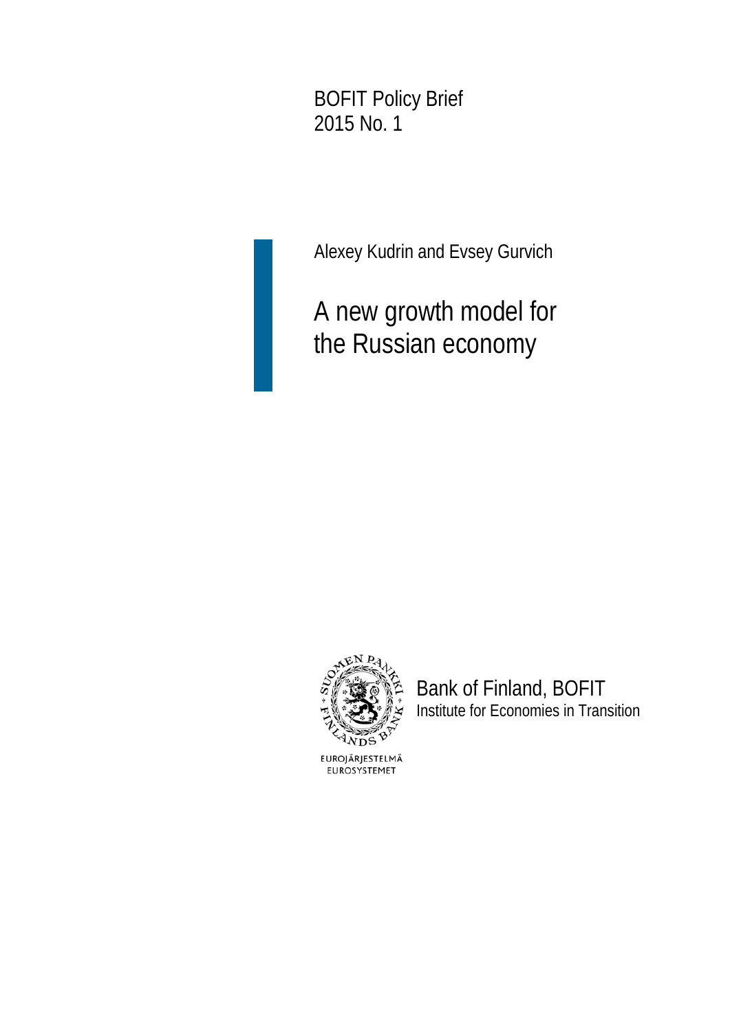BOFIT Policy Brief
2015 No. 1

Alexey Kudrin and Evsey Gurvich

# A new growth model for the Russian economy

Bank of Finland, BOFIT
Institute for Economies in Transition

EUROJÄRJESTELMÄ
EUROSYSTEMET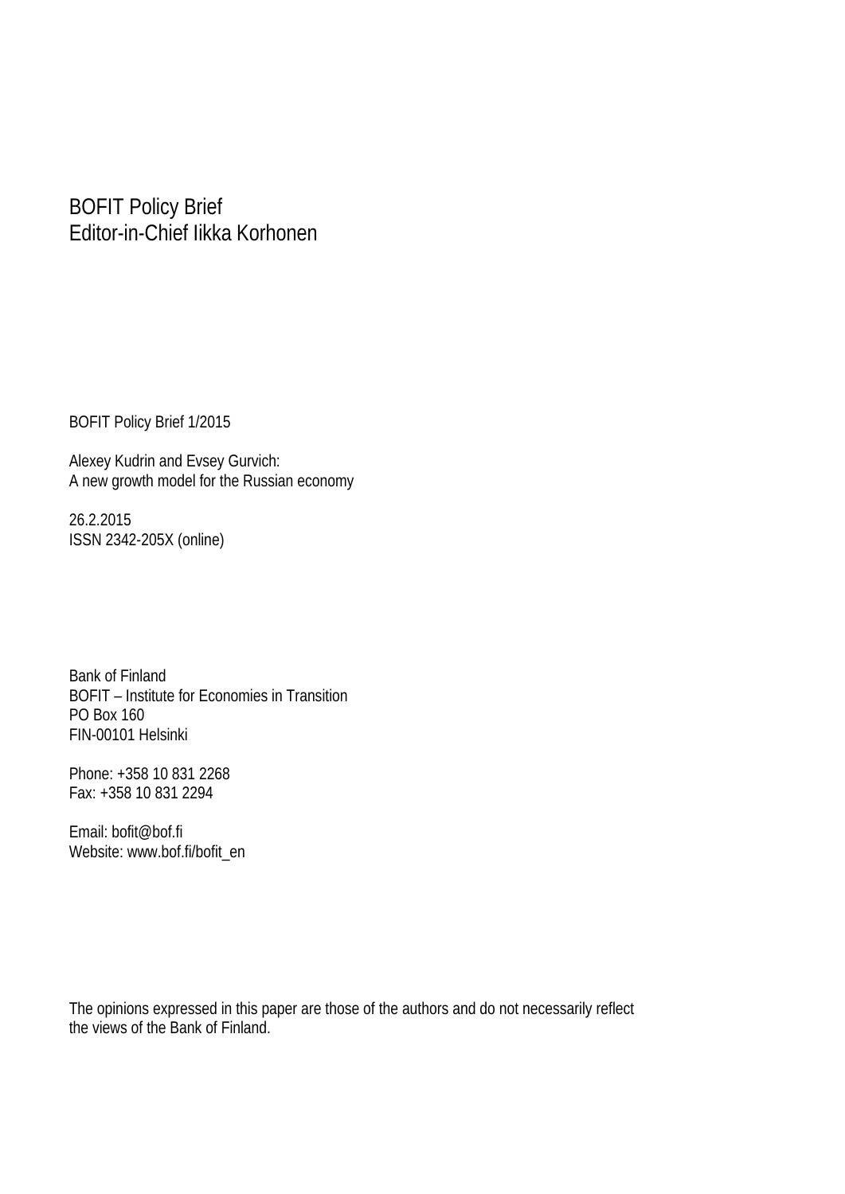BOFIT Policy Brief
Editor-in-Chief Iikka Korhonen

BOFIT Policy Brief 1/2015

Alexey Kudrin and Evsey Gurvich:
A new growth model for the Russian economy

26.2.2015
ISSN 2342-205X (online)

Bank of Finland
BOFIT – Institute for Economies in Transition
PO Box 160
FIN-00101 Helsinki

Phone: +358 10 831 2268
Fax: +358 10 831 2294

Email: bofit@bof.fi
Website: www.bof.fi/bofit_en

The opinions expressed in this paper are those of the authors and do not necessarily reflect the views of the Bank of Finland.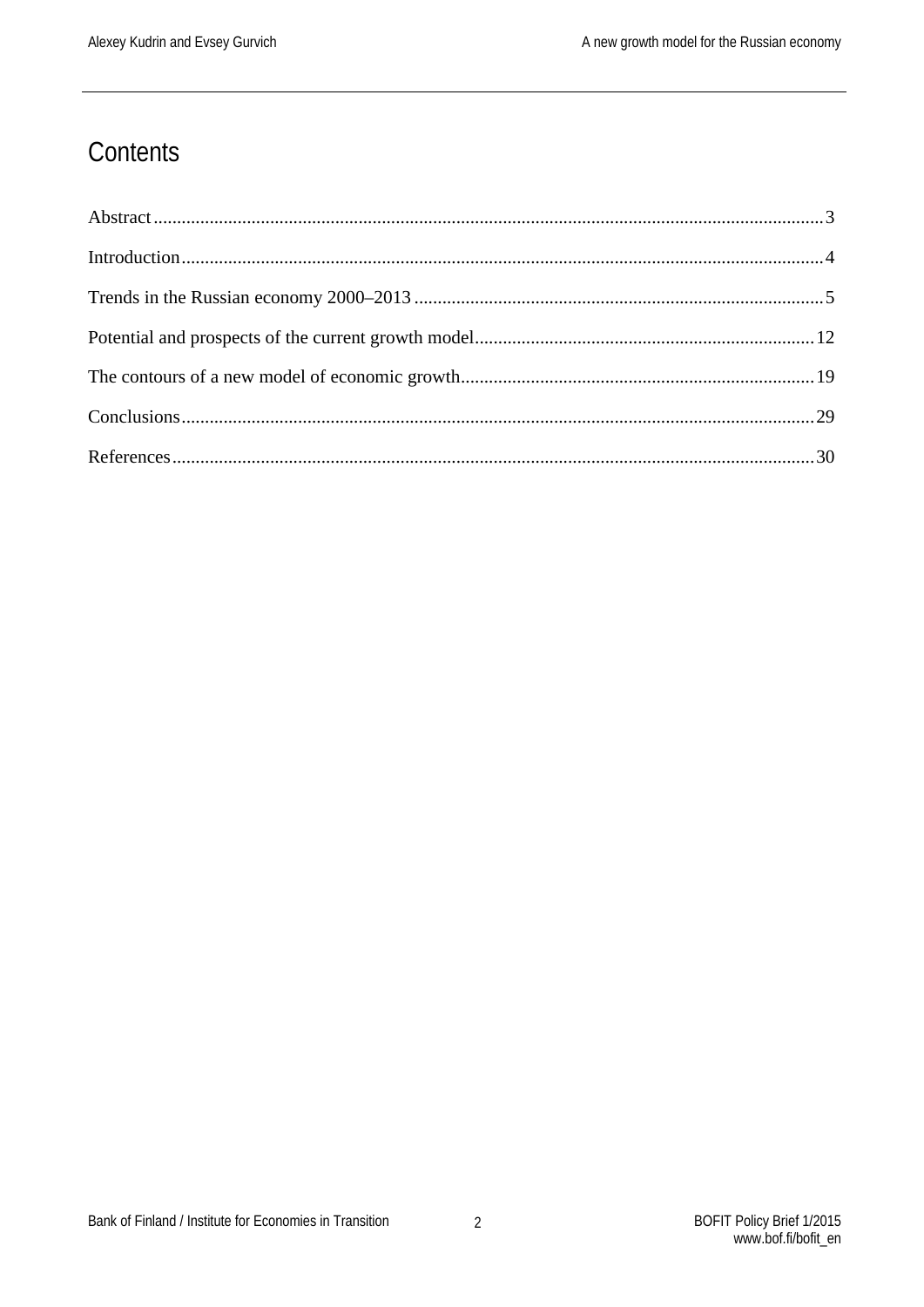# Contents

Abstract ... 3

Introduction ... 4

Trends in the Russian economy 2000–2013 ... 5

Potential and prospects of the current growth model ... 12

The contours of a new model of economic growth ... 19

Conclusions ... 29

References ... 30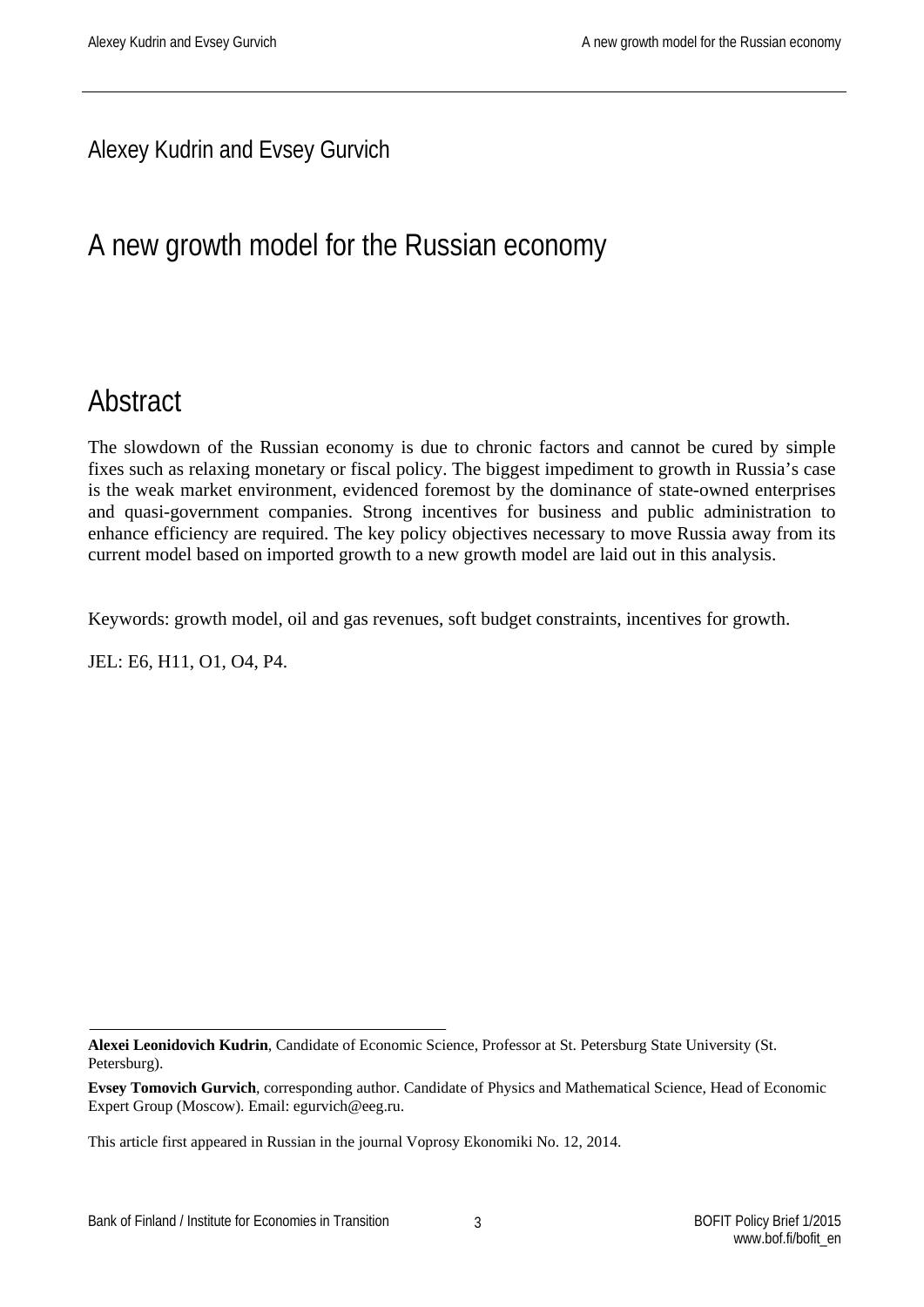Alexey Kudrin and Evsey Gurvich

# A new growth model for the Russian economy

## Abstract

The slowdown of the Russian economy is due to chronic factors and cannot be cured by simple fixes such as relaxing monetary or fiscal policy. The biggest impediment to growth in Russia's case is the weak market environment, evidenced foremost by the dominance of state-owned enterprises and quasi-government companies. Strong incentives for business and public administration to enhance efficiency are required. The key policy objectives necessary to move Russia away from its current model based on imported growth to a new growth model are laid out in this analysis.

Keywords: growth model, oil and gas revenues, soft budget constraints, incentives for growth.

JEL: E6, H11, O1, O4, P4.

---

**Alexei Leonidovich Kudrin**, Candidate of Economic Science, Professor at St. Petersburg State University (St. Petersburg).

**Evsey Tomovich Gurvich**, corresponding author. Candidate of Physics and Mathematical Science, Head of Economic Expert Group (Moscow). Email: egurvich@eeg.ru.

This article first appeared in Russian in the journal Voprosy Ekonomiki No. 12, 2014.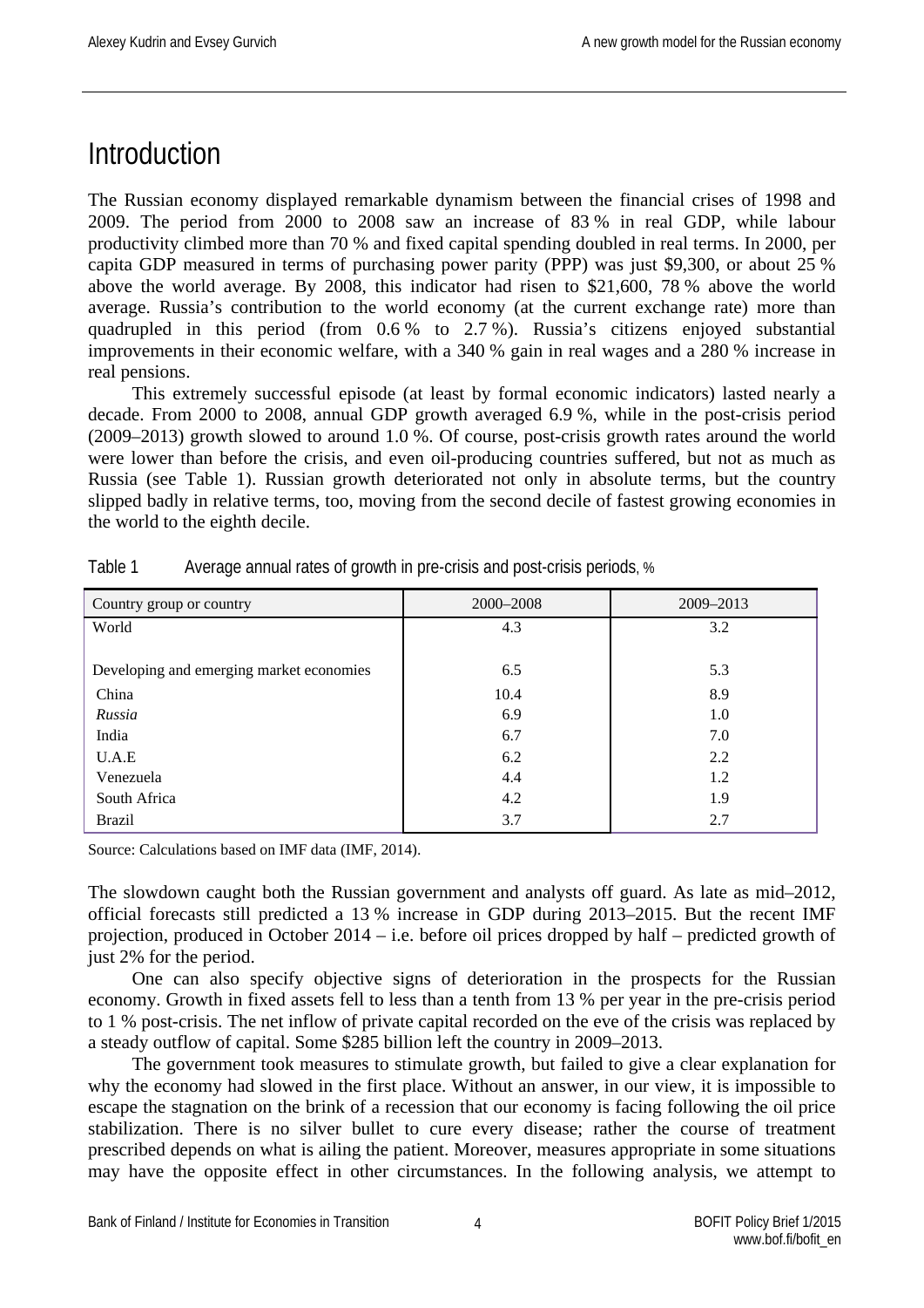# Introduction

The Russian economy displayed remarkable dynamism between the financial crises of 1998 and 2009. The period from 2000 to 2008 saw an increase of 83 % in real GDP, while labour productivity climbed more than 70 % and fixed capital spending doubled in real terms. In 2000, per capita GDP measured in terms of purchasing power parity (PPP) was just $9,300, or about 25 % above the world average. By 2008, this indicator had risen to $21,600, 78 % above the world average. Russia's contribution to the world economy (at the current exchange rate) more than quadrupled in this period (from 0.6 % to 2.7 %). Russia's citizens enjoyed substantial improvements in their economic welfare, with a 340 % gain in real wages and a 280 % increase in real pensions.

This extremely successful episode (at least by formal economic indicators) lasted nearly a decade. From 2000 to 2008, annual GDP growth averaged 6.9 %, while in the post-crisis period (2009–2013) growth slowed to around 1.0 %. Of course, post-crisis growth rates around the world were lower than before the crisis, and even oil-producing countries suffered, but not as much as Russia (see Table 1). Russian growth deteriorated not only in absolute terms, but the country slipped badly in relative terms, too, moving from the second decile of fastest growing economies in the world to the eighth decile.

Table 1 Average annual rates of growth in pre-crisis and post-crisis periods, %

| Country group or country | 2000–2008 | 2009–2013 |
|---|---|---|
| World | 4.3 | 3.2 |
| Developing and emerging market economies | 6.5 | 5.3 |
| China | 10.4 | 8.9 |
| *Russia* | 6.9 | 1.0 |
| India | 6.7 | 7.0 |
| U.A.E | 6.2 | 2.2 |
| Venezuela | 4.4 | 1.2 |
| South Africa | 4.2 | 1.9 |
| Brazil | 3.7 | 2.7 |

Source: Calculations based on IMF data (IMF, 2014).

The slowdown caught both the Russian government and analysts off guard. As late as mid–2012, official forecasts still predicted a 13 % increase in GDP during 2013–2015. But the recent IMF projection, produced in October 2014 – i.e. before oil prices dropped by half – predicted growth of just 2% for the period.

One can also specify objective signs of deterioration in the prospects for the Russian economy. Growth in fixed assets fell to less than a tenth from 13 % per year in the pre-crisis period to 1 % post-crisis. The net inflow of private capital recorded on the eve of the crisis was replaced by a steady outflow of capital. Some $285 billion left the country in 2009–2013.

The government took measures to stimulate growth, but failed to give a clear explanation for why the economy had slowed in the first place. Without an answer, in our view, it is impossible to escape the stagnation on the brink of a recession that our economy is facing following the oil price stabilization. There is no silver bullet to cure every disease; rather the course of treatment prescribed depends on what is ailing the patient. Moreover, measures appropriate in some situations may have the opposite effect in other circumstances. In the following analysis, we attempt to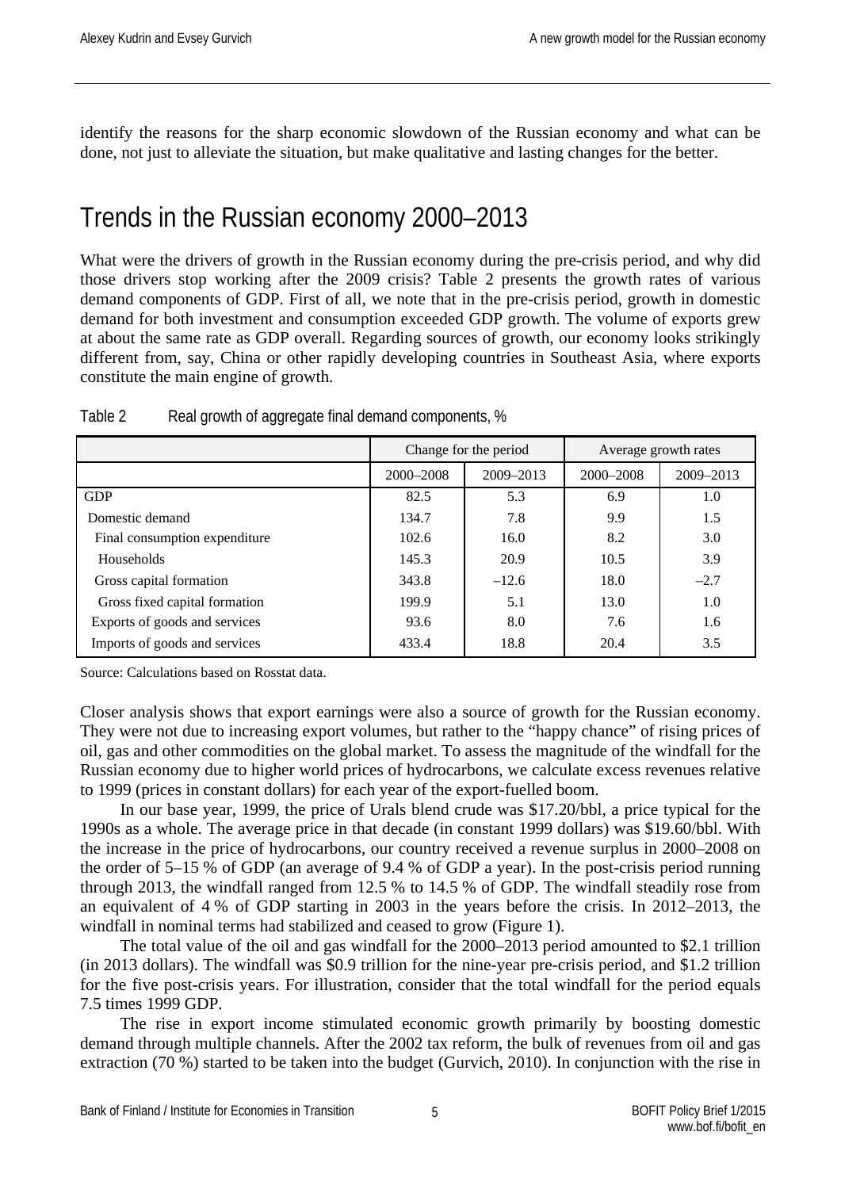identify the reasons for the sharp economic slowdown of the Russian economy and what can be done, not just to alleviate the situation, but make qualitative and lasting changes for the better.

## Trends in the Russian economy 2000–2013

What were the drivers of growth in the Russian economy during the pre-crisis period, and why did those drivers stop working after the 2009 crisis? Table 2 presents the growth rates of various demand components of GDP. First of all, we note that in the pre-crisis period, growth in domestic demand for both investment and consumption exceeded GDP growth. The volume of exports grew at about the same rate as GDP overall. Regarding sources of growth, our economy looks strikingly different from, say, China or other rapidly developing countries in Southeast Asia, where exports constitute the main engine of growth.

Table 2 Real growth of aggregate final demand components, %

| | Change for the period | | Average growth rates | |
|---|---|---|---|---|
| | 2000–2008 | 2009–2013 | 2000–2008 | 2009–2013 |
| GDP | 82.5 | 5.3 | 6.9 | 1.0 |
| Domestic demand | 134.7 | 7.8 | 9.9 | 1.5 |
| Final consumption expenditure | 102.6 | 16.0 | 8.2 | 3.0 |
| Households | 145.3 | 20.9 | 10.5 | 3.9 |
| Gross capital formation | 343.8 | –12.6 | 18.0 | –2.7 |
| Gross fixed capital formation | 199.9 | 5.1 | 13.0 | 1.0 |
| Exports of goods and services | 93.6 | 8.0 | 7.6 | 1.6 |
| Imports of goods and services | 433.4 | 18.8 | 20.4 | 3.5 |

Source: Calculations based on Rosstat data.

Closer analysis shows that export earnings were also a source of growth for the Russian economy. They were not due to increasing export volumes, but rather to the "happy chance" of rising prices of oil, gas and other commodities on the global market. To assess the magnitude of the windfall for the Russian economy due to higher world prices of hydrocarbons, we calculate excess revenues relative to 1999 (prices in constant dollars) for each year of the export-fuelled boom.

In our base year, 1999, the price of Urals blend crude was $17.20/bbl, a price typical for the 1990s as a whole. The average price in that decade (in constant 1999 dollars) was $19.60/bbl. With the increase in the price of hydrocarbons, our country received a revenue surplus in 2000–2008 on the order of 5–15 % of GDP (an average of 9.4 % of GDP a year). In the post-crisis period running through 2013, the windfall ranged from 12.5 % to 14.5 % of GDP. The windfall steadily rose from an equivalent of 4 % of GDP starting in 2003 in the years before the crisis. In 2012–2013, the windfall in nominal terms had stabilized and ceased to grow (Figure 1).

The total value of the oil and gas windfall for the 2000–2013 period amounted to $2.1 trillion (in 2013 dollars). The windfall was $0.9 trillion for the nine-year pre-crisis period, and $1.2 trillion for the five post-crisis years. For illustration, consider that the total windfall for the period equals 7.5 times 1999 GDP.

The rise in export income stimulated economic growth primarily by boosting domestic demand through multiple channels. After the 2002 tax reform, the bulk of revenues from oil and gas extraction (70 %) started to be taken into the budget (Gurvich, 2010). In conjunction with the rise in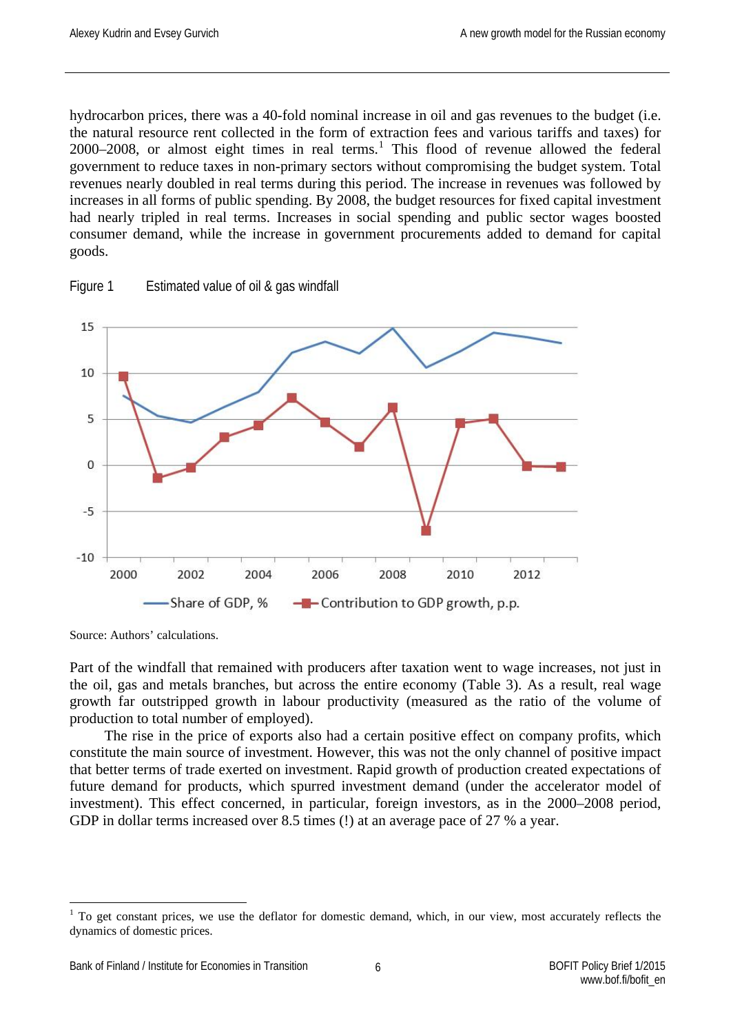hydrocarbon prices, there was a 40-fold nominal increase in oil and gas revenues to the budget (i.e. the natural resource rent collected in the form of extraction fees and various tariffs and taxes) for 2000–2008, or almost eight times in real terms.[1] This flood of revenue allowed the federal government to reduce taxes in non-primary sectors without compromising the budget system. Total revenues nearly doubled in real terms during this period. The increase in revenues was followed by increases in all forms of public spending. By 2008, the budget resources for fixed capital investment had nearly tripled in real terms. Increases in social spending and public sector wages boosted consumer demand, while the increase in government procurements added to demand for capital goods.

Figure 1 Estimated value of oil & gas windfall

Source: Authors' calculations.

Part of the windfall that remained with producers after taxation went to wage increases, not just in the oil, gas and metals branches, but across the entire economy (Table 3). As a result, real wage growth far outstripped growth in labour productivity (measured as the ratio of the volume of production to total number of employed).

The rise in the price of exports also had a certain positive effect on company profits, which constitute the main source of investment. However, this was not the only channel of positive impact that better terms of trade exerted on investment. Rapid growth of production created expectations of future demand for products, which spurred investment demand (under the accelerator model of investment). This effect concerned, in particular, foreign investors, as in the 2000–2008 period, GDP in dollar terms increased over 8.5 times (!) at an average pace of 27 % a year.

[1] To get constant prices, we use the deflator for domestic demand, which, in our view, most accurately reflects the dynamics of domestic prices.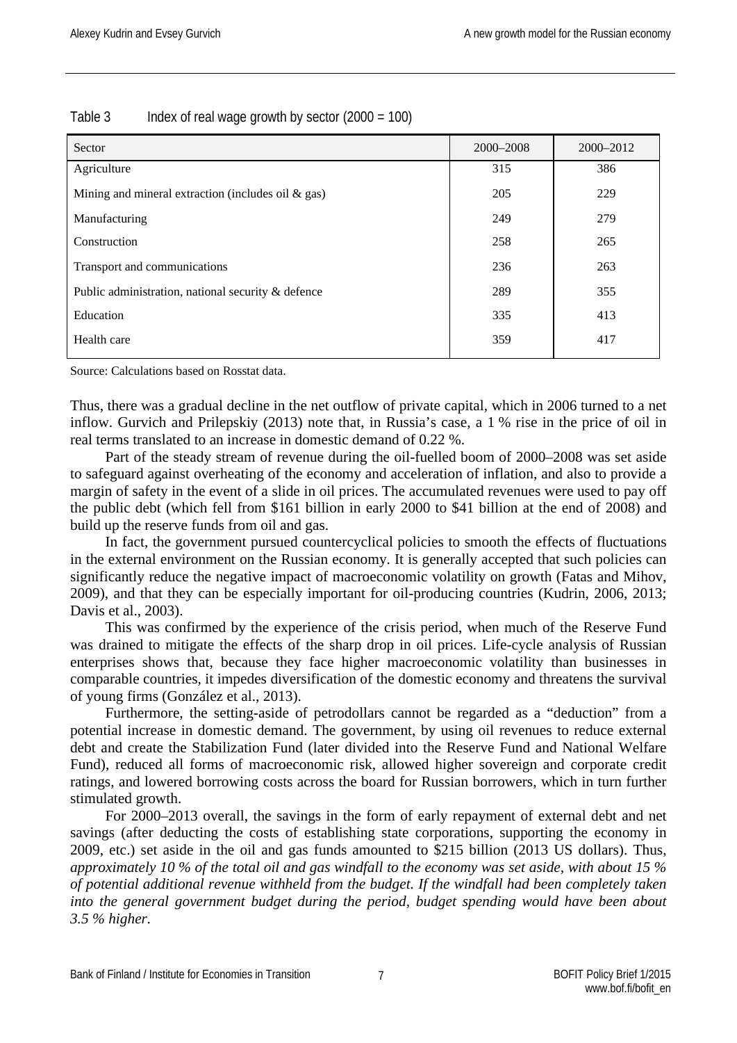Table 3 Index of real wage growth by sector (2000 = 100)

| Sector | 2000–2008 | 2000–2012 |
|---|---|---|
| Agriculture | 315 | 386 |
| Mining and mineral extraction (includes oil & gas) | 205 | 229 |
| Manufacturing | 249 | 279 |
| Construction | 258 | 265 |
| Transport and communications | 236 | 263 |
| Public administration, national security & defence | 289 | 355 |
| Education | 335 | 413 |
| Health care | 359 | 417 |

Source: Calculations based on Rosstat data.

Thus, there was a gradual decline in the net outflow of private capital, which in 2006 turned to a net inflow. Gurvich and Prilepskiy (2013) note that, in Russia's case, a 1 % rise in the price of oil in real terms translated to an increase in domestic demand of 0.22 %.

Part of the steady stream of revenue during the oil-fuelled boom of 2000–2008 was set aside to safeguard against overheating of the economy and acceleration of inflation, and also to provide a margin of safety in the event of a slide in oil prices. The accumulated revenues were used to pay off the public debt (which fell from $161 billion in early 2000 to $41 billion at the end of 2008) and build up the reserve funds from oil and gas.

In fact, the government pursued countercyclical policies to smooth the effects of fluctuations in the external environment on the Russian economy. It is generally accepted that such policies can significantly reduce the negative impact of macroeconomic volatility on growth (Fatas and Mihov, 2009), and that they can be especially important for oil-producing countries (Kudrin, 2006, 2013; Davis et al., 2003).

This was confirmed by the experience of the crisis period, when much of the Reserve Fund was drained to mitigate the effects of the sharp drop in oil prices. Life-cycle analysis of Russian enterprises shows that, because they face higher macroeconomic volatility than businesses in comparable countries, it impedes diversification of the domestic economy and threatens the survival of young firms (González et al., 2013).

Furthermore, the setting-aside of petrodollars cannot be regarded as a "deduction" from a potential increase in domestic demand. The government, by using oil revenues to reduce external debt and create the Stabilization Fund (later divided into the Reserve Fund and National Welfare Fund), reduced all forms of macroeconomic risk, allowed higher sovereign and corporate credit ratings, and lowered borrowing costs across the board for Russian borrowers, which in turn further stimulated growth.

For 2000–2013 overall, the savings in the form of early repayment of external debt and net savings (after deducting the costs of establishing state corporations, supporting the economy in 2009, etc.) set aside in the oil and gas funds amounted to $215 billion (2013 US dollars). Thus, *approximately 10 % of the total oil and gas windfall to the economy was set aside, with about 15 % of potential additional revenue withheld from the budget. If the windfall had been completely taken into the general government budget during the period, budget spending would have been about 3.5 % higher.*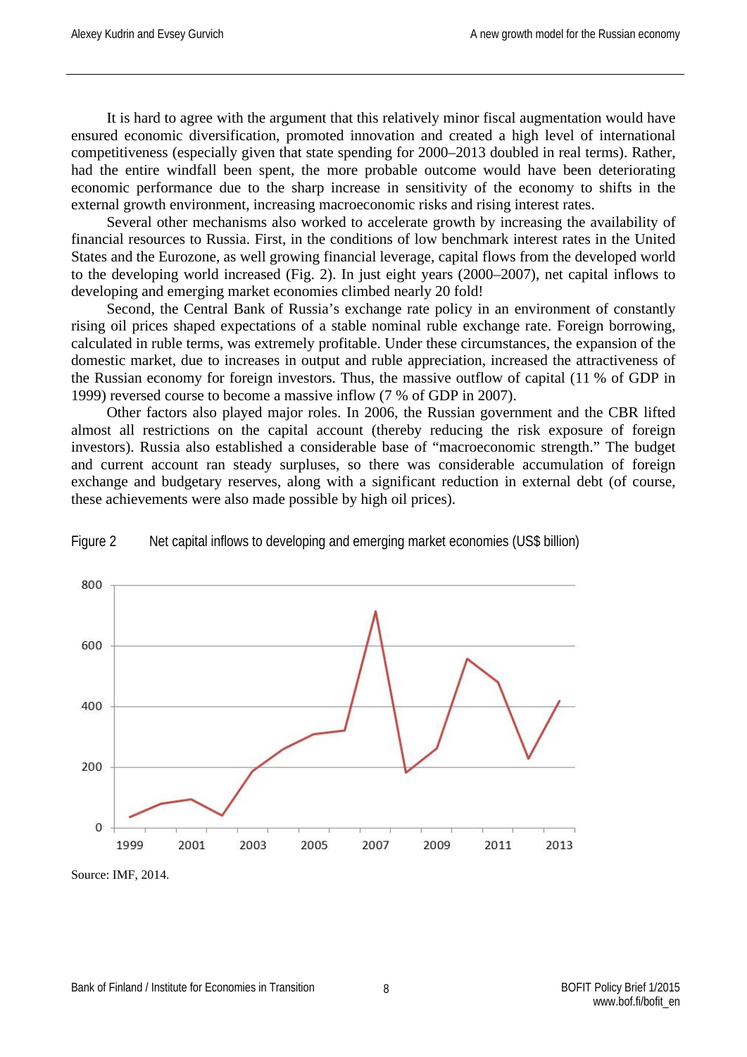It is hard to agree with the argument that this relatively minor fiscal augmentation would have ensured economic diversification, promoted innovation and created a high level of international competitiveness (especially given that state spending for 2000–2013 doubled in real terms). Rather, had the entire windfall been spent, the more probable outcome would have been deteriorating economic performance due to the sharp increase in sensitivity of the economy to shifts in the external growth environment, increasing macroeconomic risks and rising interest rates.

Several other mechanisms also worked to accelerate growth by increasing the availability of financial resources to Russia. First, in the conditions of low benchmark interest rates in the United States and the Eurozone, as well growing financial leverage, capital flows from the developed world to the developing world increased (Fig. 2). In just eight years (2000–2007), net capital inflows to developing and emerging market economies climbed nearly 20 fold!

Second, the Central Bank of Russia's exchange rate policy in an environment of constantly rising oil prices shaped expectations of a stable nominal ruble exchange rate. Foreign borrowing, calculated in ruble terms, was extremely profitable. Under these circumstances, the expansion of the domestic market, due to increases in output and ruble appreciation, increased the attractiveness of the Russian economy for foreign investors. Thus, the massive outflow of capital (11 % of GDP in 1999) reversed course to become a massive inflow (7 % of GDP in 2007).

Other factors also played major roles. In 2006, the Russian government and the CBR lifted almost all restrictions on the capital account (thereby reducing the risk exposure of foreign investors). Russia also established a considerable base of "macroeconomic strength." The budget and current account ran steady surpluses, so there was considerable accumulation of foreign exchange and budgetary reserves, along with a significant reduction in external debt (of course, these achievements were also made possible by high oil prices).

Figure 2 Net capital inflows to developing and emerging market economies (US$ billion)

Source: IMF, 2014.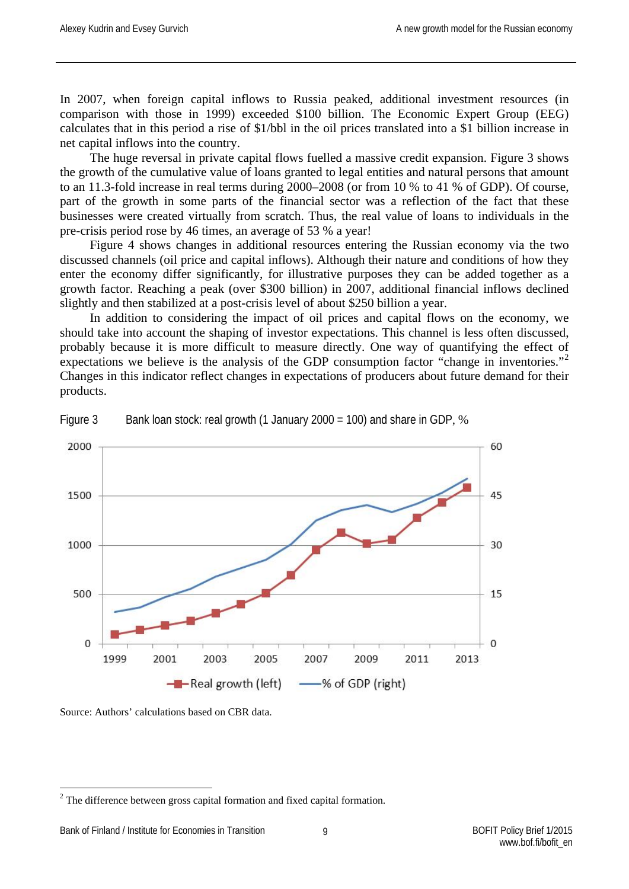In 2007, when foreign capital inflows to Russia peaked, additional investment resources (in comparison with those in 1999) exceeded \$100 billion. The Economic Expert Group (EEG) calculates that in this period a rise of \$1/bbl in the oil prices translated into a \$1 billion increase in net capital inflows into the country.

The huge reversal in private capital flows fuelled a massive credit expansion. Figure 3 shows the growth of the cumulative value of loans granted to legal entities and natural persons that amount to an 11.3-fold increase in real terms during 2000–2008 (or from 10 % to 41 % of GDP). Of course, part of the growth in some parts of the financial sector was a reflection of the fact that these businesses were created virtually from scratch. Thus, the real value of loans to individuals in the pre-crisis period rose by 46 times, an average of 53 % a year!

Figure 4 shows changes in additional resources entering the Russian economy via the two discussed channels (oil price and capital inflows). Although their nature and conditions of how they enter the economy differ significantly, for illustrative purposes they can be added together as a growth factor. Reaching a peak (over \$300 billion) in 2007, additional financial inflows declined slightly and then stabilized at a post-crisis level of about \$250 billion a year.

In addition to considering the impact of oil prices and capital flows on the economy, we should take into account the shaping of investor expectations. This channel is less often discussed, probably because it is more difficult to measure directly. One way of quantifying the effect of expectations we believe is the analysis of the GDP consumption factor "change in inventories."[2] Changes in this indicator reflect changes in expectations of producers about future demand for their products.

Figure 3 Bank loan stock: real growth (1 January 2000 = 100) and share in GDP, %

Source: Authors' calculations based on CBR data.

---

[2] The difference between gross capital formation and fixed capital formation.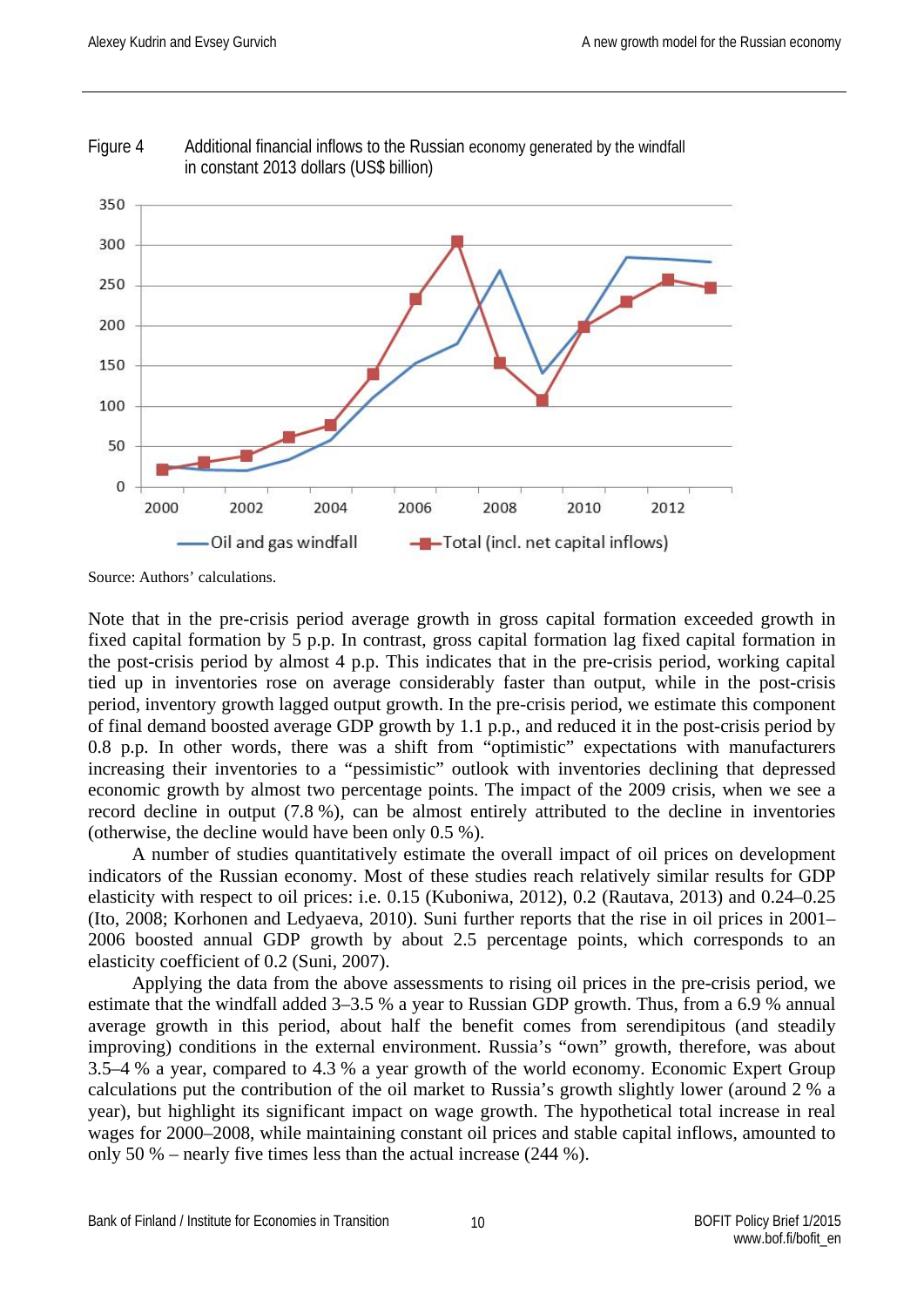Figure 4 Additional financial inflows to the Russian economy generated by the windfall in constant 2013 dollars (US$ billion)

Source: Authors' calculations.

Note that in the pre-crisis period average growth in gross capital formation exceeded growth in fixed capital formation by 5 p.p. In contrast, gross capital formation lag fixed capital formation in the post-crisis period by almost 4 p.p. This indicates that in the pre-crisis period, working capital tied up in inventories rose on average considerably faster than output, while in the post-crisis period, inventory growth lagged output growth. In the pre-crisis period, we estimate this component of final demand boosted average GDP growth by 1.1 p.p., and reduced it in the post-crisis period by 0.8 p.p. In other words, there was a shift from "optimistic" expectations with manufacturers increasing their inventories to a "pessimistic" outlook with inventories declining that depressed economic growth by almost two percentage points. The impact of the 2009 crisis, when we see a record decline in output (7.8 %), can be almost entirely attributed to the decline in inventories (otherwise, the decline would have been only 0.5 %).

A number of studies quantitatively estimate the overall impact of oil prices on development indicators of the Russian economy. Most of these studies reach relatively similar results for GDP elasticity with respect to oil prices: i.e. 0.15 (Kuboniwa, 2012), 0.2 (Rautava, 2013) and 0.24–0.25 (Ito, 2008; Korhonen and Ledyaeva, 2010). Suni further reports that the rise in oil prices in 2001–2006 boosted annual GDP growth by about 2.5 percentage points, which corresponds to an elasticity coefficient of 0.2 (Suni, 2007).

Applying the data from the above assessments to rising oil prices in the pre-crisis period, we estimate that the windfall added 3–3.5 % a year to Russian GDP growth. Thus, from a 6.9 % annual average growth in this period, about half the benefit comes from serendipitous (and steadily improving) conditions in the external environment. Russia's "own" growth, therefore, was about 3.5–4 % a year, compared to 4.3 % a year growth of the world economy. Economic Expert Group calculations put the contribution of the oil market to Russia's growth slightly lower (around 2 % a year), but highlight its significant impact on wage growth. The hypothetical total increase in real wages for 2000–2008, while maintaining constant oil prices and stable capital inflows, amounted to only 50 % – nearly five times less than the actual increase (244 %).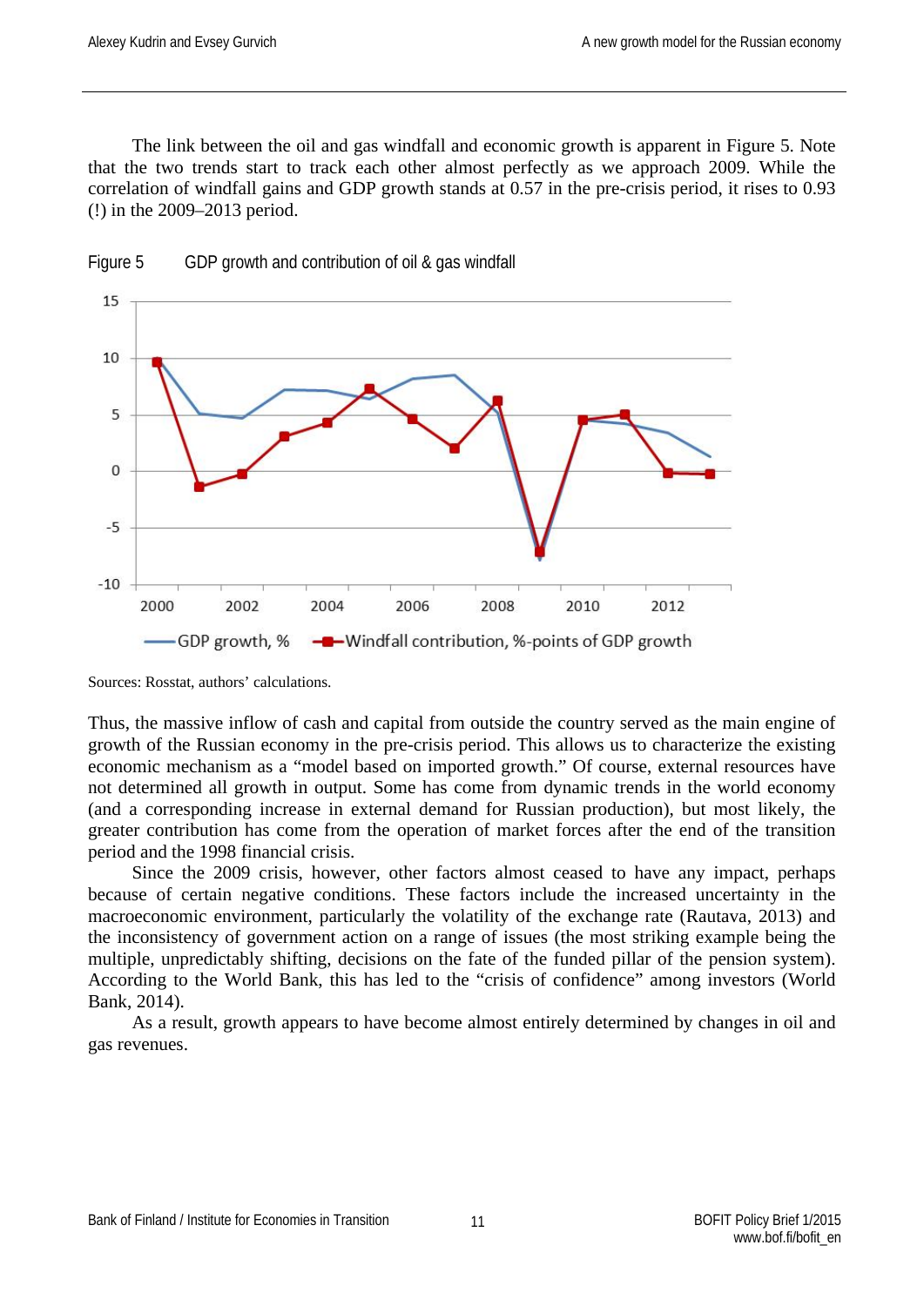The link between the oil and gas windfall and economic growth is apparent in Figure 5. Note that the two trends start to track each other almost perfectly as we approach 2009. While the correlation of windfall gains and GDP growth stands at 0.57 in the pre-crisis period, it rises to 0.93 (!) in the 2009–2013 period.

Figure 5 GDP growth and contribution of oil & gas windfall

Sources: Rosstat, authors' calculations.

Thus, the massive inflow of cash and capital from outside the country served as the main engine of growth of the Russian economy in the pre-crisis period. This allows us to characterize the existing economic mechanism as a "model based on imported growth." Of course, external resources have not determined all growth in output. Some has come from dynamic trends in the world economy (and a corresponding increase in external demand for Russian production), but most likely, the greater contribution has come from the operation of market forces after the end of the transition period and the 1998 financial crisis.

Since the 2009 crisis, however, other factors almost ceased to have any impact, perhaps because of certain negative conditions. These factors include the increased uncertainty in the macroeconomic environment, particularly the volatility of the exchange rate (Rautava, 2013) and the inconsistency of government action on a range of issues (the most striking example being the multiple, unpredictably shifting, decisions on the fate of the funded pillar of the pension system). According to the World Bank, this has led to the "crisis of confidence" among investors (World Bank, 2014).

As a result, growth appears to have become almost entirely determined by changes in oil and gas revenues.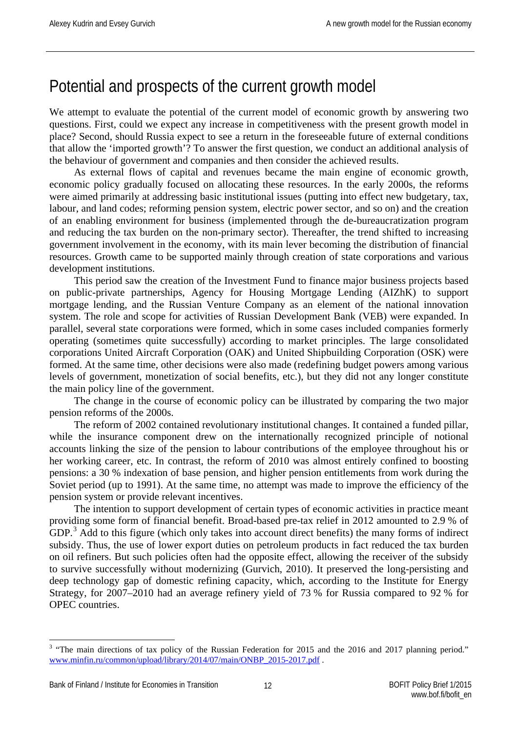# Potential and prospects of the current growth model

We attempt to evaluate the potential of the current model of economic growth by answering two questions. First, could we expect any increase in competitiveness with the present growth model in place? Second, should Russia expect to see a return in the foreseeable future of external conditions that allow the 'imported growth'? To answer the first question, we conduct an additional analysis of the behaviour of government and companies and then consider the achieved results.

As external flows of capital and revenues became the main engine of economic growth, economic policy gradually focused on allocating these resources. In the early 2000s, the reforms were aimed primarily at addressing basic institutional issues (putting into effect new budgetary, tax, labour, and land codes; reforming pension system, electric power sector, and so on) and the creation of an enabling environment for business (implemented through the de-bureaucratization program and reducing the tax burden on the non-primary sector). Thereafter, the trend shifted to increasing government involvement in the economy, with its main lever becoming the distribution of financial resources. Growth came to be supported mainly through creation of state corporations and various development institutions.

This period saw the creation of the Investment Fund to finance major business projects based on public-private partnerships, Agency for Housing Mortgage Lending (AIZhK) to support mortgage lending, and the Russian Venture Company as an element of the national innovation system. The role and scope for activities of Russian Development Bank (VEB) were expanded. In parallel, several state corporations were formed, which in some cases included companies formerly operating (sometimes quite successfully) according to market principles. The large consolidated corporations United Aircraft Corporation (OAK) and United Shipbuilding Corporation (OSK) were formed. At the same time, other decisions were also made (redefining budget powers among various levels of government, monetization of social benefits, etc.), but they did not any longer constitute the main policy line of the government.

The change in the course of economic policy can be illustrated by comparing the two major pension reforms of the 2000s.

The reform of 2002 contained revolutionary institutional changes. It contained a funded pillar, while the insurance component drew on the internationally recognized principle of notional accounts linking the size of the pension to labour contributions of the employee throughout his or her working career, etc. In contrast, the reform of 2010 was almost entirely confined to boosting pensions: a 30 % indexation of base pension, and higher pension entitlements from work during the Soviet period (up to 1991). At the same time, no attempt was made to improve the efficiency of the pension system or provide relevant incentives.

The intention to support development of certain types of economic activities in practice meant providing some form of financial benefit. Broad-based pre-tax relief in 2012 amounted to 2.9 % of GDP.[3] Add to this figure (which only takes into account direct benefits) the many forms of indirect subsidy. Thus, the use of lower export duties on petroleum products in fact reduced the tax burden on oil refiners. But such policies often had the opposite effect, allowing the receiver of the subsidy to survive successfully without modernizing (Gurvich, 2010). It preserved the long-persisting and deep technology gap of domestic refining capacity, which, according to the Institute for Energy Strategy, for 2007–2010 had an average refinery yield of 73 % for Russia compared to 92 % for OPEC countries.

---

[3] "The main directions of tax policy of the Russian Federation for 2015 and the 2016 and 2017 planning period." www.minfin.ru/common/upload/library/2014/07/main/ONBP_2015-2017.pdf .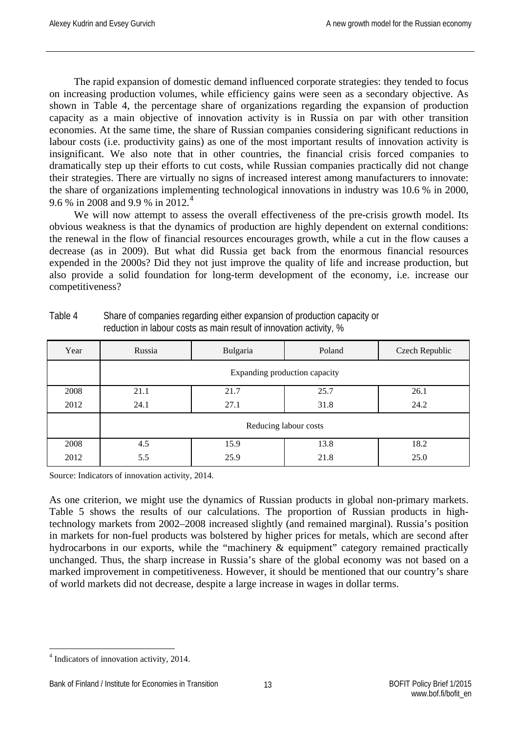The rapid expansion of domestic demand influenced corporate strategies: they tended to focus on increasing production volumes, while efficiency gains were seen as a secondary objective. As shown in Table 4, the percentage share of organizations regarding the expansion of production capacity as a main objective of innovation activity is in Russia on par with other transition economies. At the same time, the share of Russian companies considering significant reductions in labour costs (i.e. productivity gains) as one of the most important results of innovation activity is insignificant. We also note that in other countries, the financial crisis forced companies to dramatically step up their efforts to cut costs, while Russian companies practically did not change their strategies. There are virtually no signs of increased interest among manufacturers to innovate: the share of organizations implementing technological innovations in industry was 10.6 % in 2000, 9.6 % in 2008 and 9.9 % in 2012.[4]

We will now attempt to assess the overall effectiveness of the pre-crisis growth model. Its obvious weakness is that the dynamics of production are highly dependent on external conditions: the renewal in the flow of financial resources encourages growth, while a cut in the flow causes a decrease (as in 2009). But what did Russia get back from the enormous financial resources expended in the 2000s? Did they not just improve the quality of life and increase production, but also provide a solid foundation for long-term development of the economy, i.e. increase our competitiveness?

Table 4 Share of companies regarding either expansion of production capacity or reduction in labour costs as main result of innovation activity, %

| Year | Russia | Bulgaria | Poland | Czech Republic |
|---|---|---|---|---|
| | Expanding production capacity | | | |
| 2008 | 21.1 | 21.7 | 25.7 | 26.1 |
| 2012 | 24.1 | 27.1 | 31.8 | 24.2 |
| | Reducing labour costs | | | |
| 2008 | 4.5 | 15.9 | 13.8 | 18.2 |
| 2012 | 5.5 | 25.9 | 21.8 | 25.0 |

Source: Indicators of innovation activity, 2014.

As one criterion, we might use the dynamics of Russian products in global non-primary markets. Table 5 shows the results of our calculations. The proportion of Russian products in high-technology markets from 2002–2008 increased slightly (and remained marginal). Russia's position in markets for non-fuel products was bolstered by higher prices for metals, which are second after hydrocarbons in our exports, while the "machinery & equipment" category remained practically unchanged. Thus, the sharp increase in Russia's share of the global economy was not based on a marked improvement in competitiveness. However, it should be mentioned that our country's share of world markets did not decrease, despite a large increase in wages in dollar terms.

[4] Indicators of innovation activity, 2014.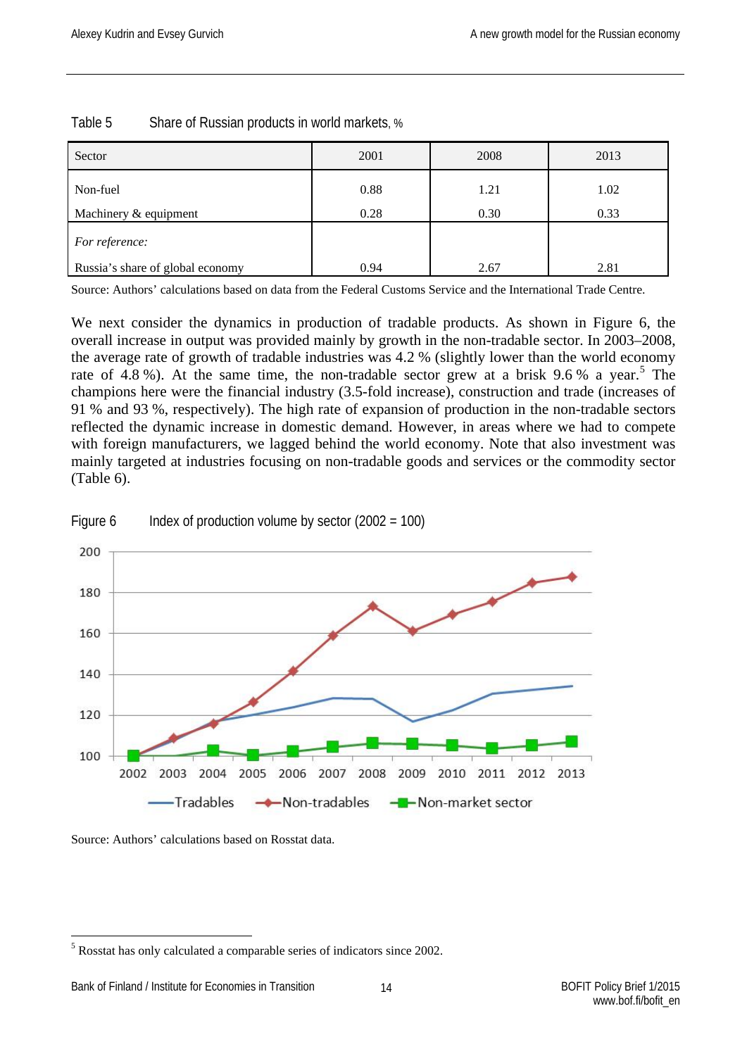Table 5 Share of Russian products in world markets, %

| Sector | 2001 | 2008 | 2013 |
|---|---|---|---|
| Non-fuel | 0.88 | 1.21 | 1.02 |
| Machinery & equipment | 0.28 | 0.30 | 0.33 |
| *For reference:* | | | |
| Russia's share of global economy | 0.94 | 2.67 | 2.81 |

Source: Authors' calculations based on data from the Federal Customs Service and the International Trade Centre.

We next consider the dynamics in production of tradable products. As shown in Figure 6, the overall increase in output was provided mainly by growth in the non-tradable sector. In 2003–2008, the average rate of growth of tradable industries was 4.2 % (slightly lower than the world economy rate of 4.8 %). At the same time, the non-tradable sector grew at a brisk 9.6 % a year.[5] The champions here were the financial industry (3.5-fold increase), construction and trade (increases of 91 % and 93 %, respectively). The high rate of expansion of production in the non-tradable sectors reflected the dynamic increase in domestic demand. However, in areas where we had to compete with foreign manufacturers, we lagged behind the world economy. Note that also investment was mainly targeted at industries focusing on non-tradable goods and services or the commodity sector (Table 6).

Figure 6 Index of production volume by sector (2002 = 100)

Source: Authors' calculations based on Rosstat data.

[5] Rosstat has only calculated a comparable series of indicators since 2002.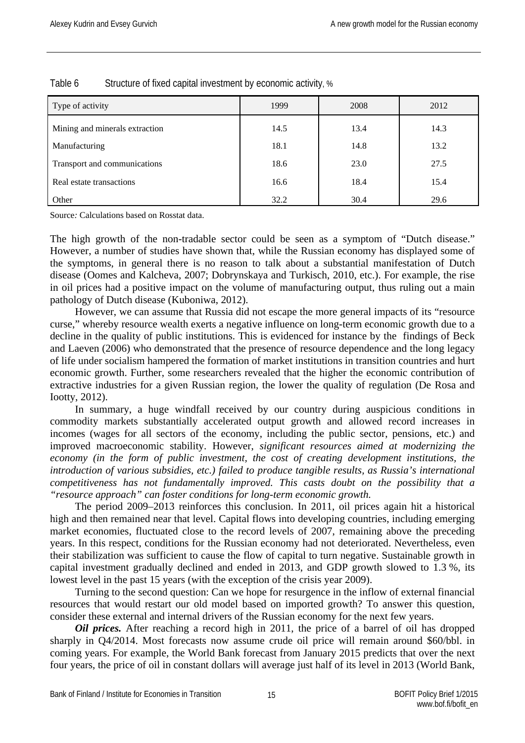Table 6 Structure of fixed capital investment by economic activity, %

| Type of activity | 1999 | 2008 | 2012 |
|---|---|---|---|
| Mining and minerals extraction | 14.5 | 13.4 | 14.3 |
| Manufacturing | 18.1 | 14.8 | 13.2 |
| Transport and communications | 18.6 | 23.0 | 27.5 |
| Real estate transactions | 16.6 | 18.4 | 15.4 |
| Other | 32.2 | 30.4 | 29.6 |

Source*:* Calculations based on Rosstat data.

The high growth of the non-tradable sector could be seen as a symptom of “Dutch disease.” However, a number of studies have shown that, while the Russian economy has displayed some of the symptoms, in general there is no reason to talk about a substantial manifestation of Dutch disease (Oomes and Kalcheva, 2007; Dobrynskaya and Turkisch, 2010, etc.). For example, the rise in oil prices had a positive impact on the volume of manufacturing output, thus ruling out a main pathology of Dutch disease (Kuboniwa, 2012).

However, we can assume that Russia did not escape the more general impacts of its “resource curse,” whereby resource wealth exerts a negative influence on long-term economic growth due to a decline in the quality of public institutions. This is evidenced for instance by the findings of Beck and Laeven (2006) who demonstrated that the presence of resource dependence and the long legacy of life under socialism hampered the formation of market institutions in transition countries and hurt economic growth. Further, some researchers revealed that the higher the economic contribution of extractive industries for a given Russian region, the lower the quality of regulation (De Rosa and Iootty, 2012).

In summary, a huge windfall received by our country during auspicious conditions in commodity markets substantially accelerated output growth and allowed record increases in incomes (wages for all sectors of the economy, including the public sector, pensions, etc.) and improved macroeconomic stability. However, *significant resources aimed at modernizing the economy (in the form of public investment, the cost of creating development institutions, the introduction of various subsidies, etc.) failed to produce tangible results, as Russia’s international competitiveness has not fundamentally improved. This casts doubt on the possibility that a “resource approach” can foster conditions for long-term economic growth.*

The period 2009–2013 reinforces this conclusion. In 2011, oil prices again hit a historical high and then remained near that level. Capital flows into developing countries, including emerging market economies, fluctuated close to the record levels of 2007, remaining above the preceding years. In this respect, conditions for the Russian economy had not deteriorated. Nevertheless, even their stabilization was sufficient to cause the flow of capital to turn negative. Sustainable growth in capital investment gradually declined and ended in 2013, and GDP growth slowed to 1.3 %, its lowest level in the past 15 years (with the exception of the crisis year 2009).

Turning to the second question: Can we hope for resurgence in the inflow of external financial resources that would restart our old model based on imported growth? To answer this question, consider these external and internal drivers of the Russian economy for the next few years.

***Oil prices.*** After reaching a record high in 2011, the price of a barrel of oil has dropped sharply in Q4/2014. Most forecasts now assume crude oil price will remain around \$60/bbl. in coming years. For example, the World Bank forecast from January 2015 predicts that over the next four years, the price of oil in constant dollars will average just half of its level in 2013 (World Bank,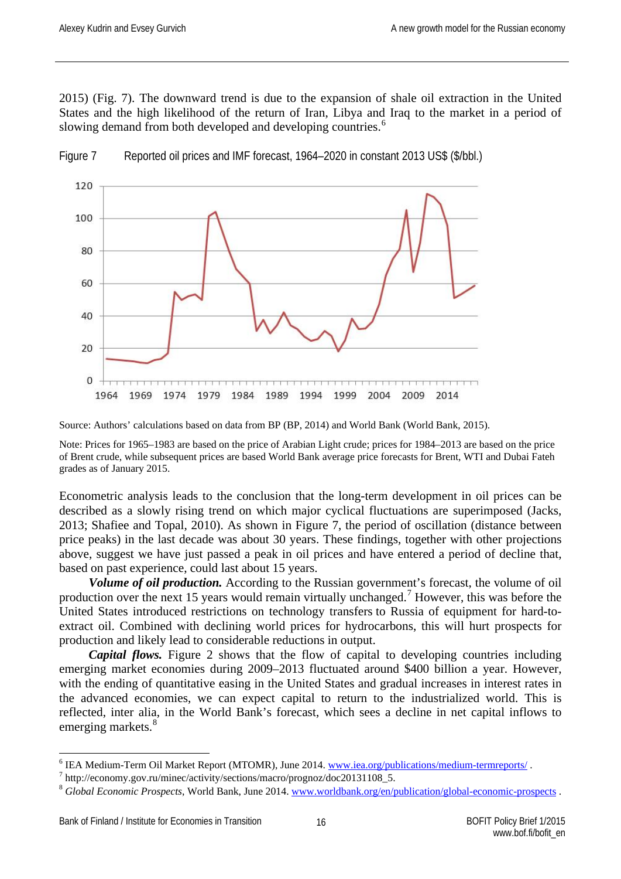2015) (Fig. 7). The downward trend is due to the expansion of shale oil extraction in the United States and the high likelihood of the return of Iran, Libya and Iraq to the market in a period of slowing demand from both developed and developing countries.[6]

Figure 7 Reported oil prices and IMF forecast, 1964–2020 in constant 2013 US$ ($/bbl.)

Source: Authors' calculations based on data from BP (BP, 2014) and World Bank (World Bank, 2015).

Note: Prices for 1965–1983 are based on the price of Arabian Light crude; prices for 1984–2013 are based on the price of Brent crude, while subsequent prices are based World Bank average price forecasts for Brent, WTI and Dubai Fateh grades as of January 2015.

Econometric analysis leads to the conclusion that the long-term development in oil prices can be described as a slowly rising trend on which major cyclical fluctuations are superimposed (Jacks, 2013; Shafiee and Topal, 2010). As shown in Figure 7, the period of oscillation (distance between price peaks) in the last decade was about 30 years. These findings, together with other projections above, suggest we have just passed a peak in oil prices and have entered a period of decline that, based on past experience, could last about 15 years.

***Volume of oil production.*** According to the Russian government's forecast, the volume of oil production over the next 15 years would remain virtually unchanged.[7] However, this was before the United States introduced restrictions on technology transfers to Russia of equipment for hard-to-extract oil. Combined with declining world prices for hydrocarbons, this will hurt prospects for production and likely lead to considerable reductions in output.

***Capital flows.*** Figure 2 shows that the flow of capital to developing countries including emerging market economies during 2009–2013 fluctuated around $400 billion a year. However, with the ending of quantitative easing in the United States and gradual increases in interest rates in the advanced economies, we can expect capital to return to the industrialized world. This is reflected, inter alia, in the World Bank's forecast, which sees a decline in net capital inflows to emerging markets.[8]

[6] IEA Medium-Term Oil Market Report (MTOMR), June 2014. www.iea.org/publications/medium-termreports/ .

[7] http://economy.gov.ru/minec/activity/sections/macro/prognoz/doc20131108_5.

[8] *Global Economic Prospects*, World Bank, June 2014. www.worldbank.org/en/publication/global-economic-prospects .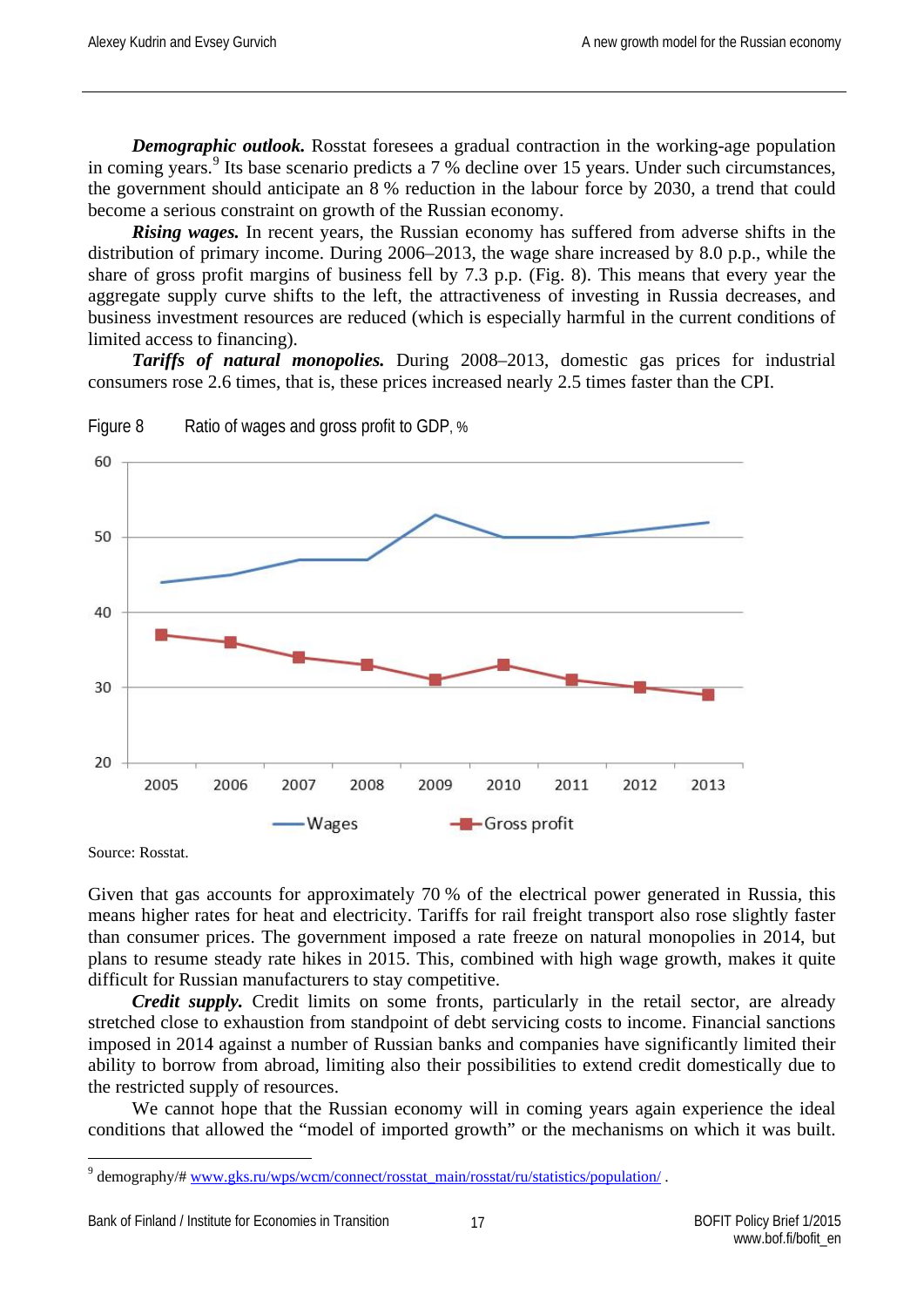***Demographic outlook.*** Rosstat foresees a gradual contraction in the working-age population in coming years.[9] Its base scenario predicts a 7 % decline over 15 years. Under such circumstances, the government should anticipate an 8 % reduction in the labour force by 2030, a trend that could become a serious constraint on growth of the Russian economy.

***Rising wages.*** In recent years, the Russian economy has suffered from adverse shifts in the distribution of primary income. During 2006–2013, the wage share increased by 8.0 p.p., while the share of gross profit margins of business fell by 7.3 p.p. (Fig. 8). This means that every year the aggregate supply curve shifts to the left, the attractiveness of investing in Russia decreases, and business investment resources are reduced (which is especially harmful in the current conditions of limited access to financing).

***Tariffs of natural monopolies.*** During 2008–2013, domestic gas prices for industrial consumers rose 2.6 times, that is, these prices increased nearly 2.5 times faster than the CPI.

Figure 8 Ratio of wages and gross profit to GDP, %

Source: Rosstat.

Given that gas accounts for approximately 70 % of the electrical power generated in Russia, this means higher rates for heat and electricity. Tariffs for rail freight transport also rose slightly faster than consumer prices. The government imposed a rate freeze on natural monopolies in 2014, but plans to resume steady rate hikes in 2015. This, combined with high wage growth, makes it quite difficult for Russian manufacturers to stay competitive.

***Credit supply.*** Credit limits on some fronts, particularly in the retail sector, are already stretched close to exhaustion from standpoint of debt servicing costs to income. Financial sanctions imposed in 2014 against a number of Russian banks and companies have significantly limited their ability to borrow from abroad, limiting also their possibilities to extend credit domestically due to the restricted supply of resources.

We cannot hope that the Russian economy will in coming years again experience the ideal conditions that allowed the "model of imported growth" or the mechanisms on which it was built.

---

[9] demography/# www.gks.ru/wps/wcm/connect/rosstat_main/rosstat/ru/statistics/population/ .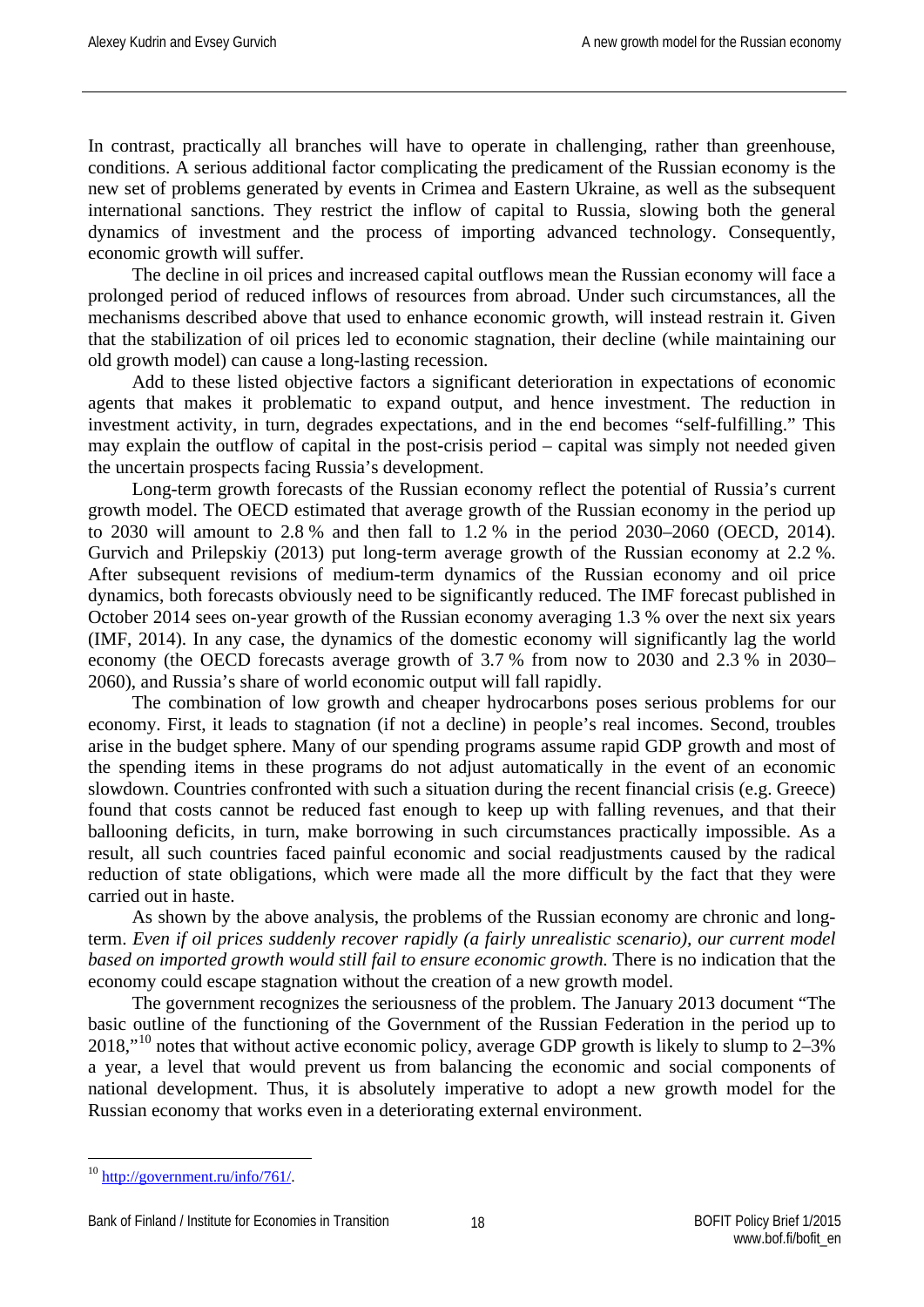In contrast, practically all branches will have to operate in challenging, rather than greenhouse, conditions. A serious additional factor complicating the predicament of the Russian economy is the new set of problems generated by events in Crimea and Eastern Ukraine, as well as the subsequent international sanctions. They restrict the inflow of capital to Russia, slowing both the general dynamics of investment and the process of importing advanced technology. Consequently, economic growth will suffer.

The decline in oil prices and increased capital outflows mean the Russian economy will face a prolonged period of reduced inflows of resources from abroad. Under such circumstances, all the mechanisms described above that used to enhance economic growth, will instead restrain it. Given that the stabilization of oil prices led to economic stagnation, their decline (while maintaining our old growth model) can cause a long-lasting recession.

Add to these listed objective factors a significant deterioration in expectations of economic agents that makes it problematic to expand output, and hence investment. The reduction in investment activity, in turn, degrades expectations, and in the end becomes "self-fulfilling." This may explain the outflow of capital in the post-crisis period – capital was simply not needed given the uncertain prospects facing Russia's development.

Long-term growth forecasts of the Russian economy reflect the potential of Russia's current growth model. The OECD estimated that average growth of the Russian economy in the period up to 2030 will amount to 2.8 % and then fall to 1.2 % in the period 2030–2060 (OECD, 2014). Gurvich and Prilepskiy (2013) put long-term average growth of the Russian economy at 2.2 %. After subsequent revisions of medium-term dynamics of the Russian economy and oil price dynamics, both forecasts obviously need to be significantly reduced. The IMF forecast published in October 2014 sees on-year growth of the Russian economy averaging 1.3 % over the next six years (IMF, 2014). In any case, the dynamics of the domestic economy will significantly lag the world economy (the OECD forecasts average growth of 3.7 % from now to 2030 and 2.3 % in 2030–2060), and Russia's share of world economic output will fall rapidly.

The combination of low growth and cheaper hydrocarbons poses serious problems for our economy. First, it leads to stagnation (if not a decline) in people's real incomes. Second, troubles arise in the budget sphere. Many of our spending programs assume rapid GDP growth and most of the spending items in these programs do not adjust automatically in the event of an economic slowdown. Countries confronted with such a situation during the recent financial crisis (e.g. Greece) found that costs cannot be reduced fast enough to keep up with falling revenues, and that their ballooning deficits, in turn, make borrowing in such circumstances practically impossible. As a result, all such countries faced painful economic and social readjustments caused by the radical reduction of state obligations, which were made all the more difficult by the fact that they were carried out in haste.

As shown by the above analysis, the problems of the Russian economy are chronic and long-term. *Even if oil prices suddenly recover rapidly (a fairly unrealistic scenario), our current model based on imported growth would still fail to ensure economic growth.* There is no indication that the economy could escape stagnation without the creation of a new growth model.

The government recognizes the seriousness of the problem. The January 2013 document "The basic outline of the functioning of the Government of the Russian Federation in the period up to 2018,"[10] notes that without active economic policy, average GDP growth is likely to slump to 2–3% a year, a level that would prevent us from balancing the economic and social components of national development. Thus, it is absolutely imperative to adopt a new growth model for the Russian economy that works even in a deteriorating external environment.

[10] http://government.ru/info/761/.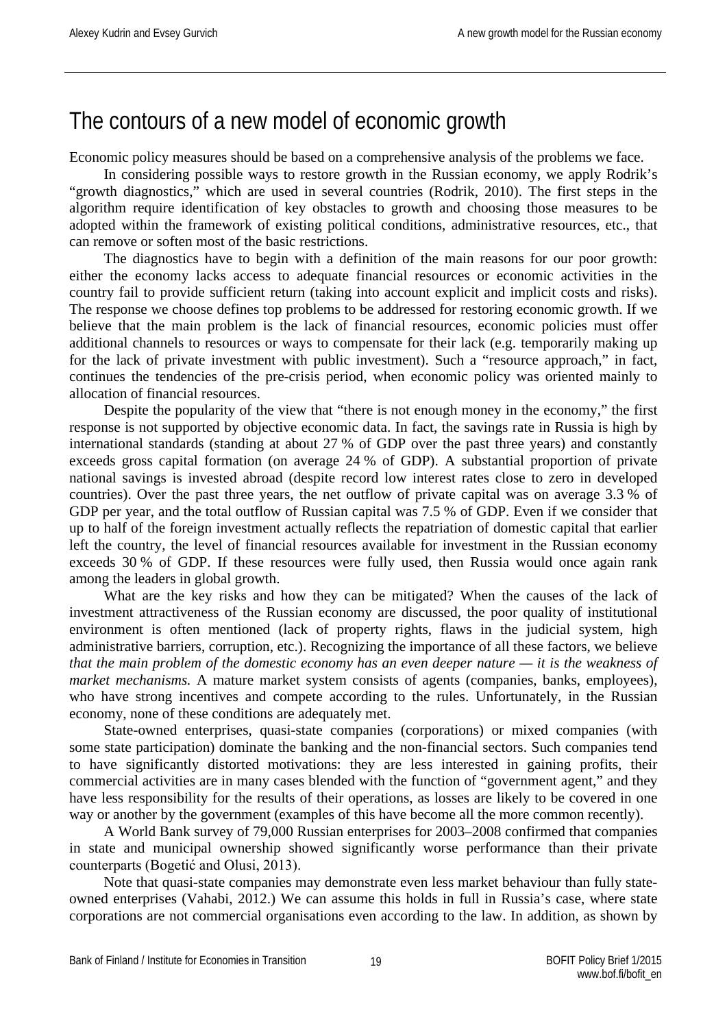# The contours of a new model of economic growth

Economic policy measures should be based on a comprehensive analysis of the problems we face.

In considering possible ways to restore growth in the Russian economy, we apply Rodrik's "growth diagnostics," which are used in several countries (Rodrik, 2010). The first steps in the algorithm require identification of key obstacles to growth and choosing those measures to be adopted within the framework of existing political conditions, administrative resources, etc., that can remove or soften most of the basic restrictions.

The diagnostics have to begin with a definition of the main reasons for our poor growth: either the economy lacks access to adequate financial resources or economic activities in the country fail to provide sufficient return (taking into account explicit and implicit costs and risks). The response we choose defines top problems to be addressed for restoring economic growth. If we believe that the main problem is the lack of financial resources, economic policies must offer additional channels to resources or ways to compensate for their lack (e.g. temporarily making up for the lack of private investment with public investment). Such a "resource approach," in fact, continues the tendencies of the pre-crisis period, when economic policy was oriented mainly to allocation of financial resources.

Despite the popularity of the view that "there is not enough money in the economy," the first response is not supported by objective economic data. In fact, the savings rate in Russia is high by international standards (standing at about 27 % of GDP over the past three years) and constantly exceeds gross capital formation (on average 24 % of GDP). A substantial proportion of private national savings is invested abroad (despite record low interest rates close to zero in developed countries). Over the past three years, the net outflow of private capital was on average 3.3 % of GDP per year, and the total outflow of Russian capital was 7.5 % of GDP. Even if we consider that up to half of the foreign investment actually reflects the repatriation of domestic capital that earlier left the country, the level of financial resources available for investment in the Russian economy exceeds 30 % of GDP. If these resources were fully used, then Russia would once again rank among the leaders in global growth.

What are the key risks and how they can be mitigated? When the causes of the lack of investment attractiveness of the Russian economy are discussed, the poor quality of institutional environment is often mentioned (lack of property rights, flaws in the judicial system, high administrative barriers, corruption, etc.). Recognizing the importance of all these factors, we believe *that the main problem of the domestic economy has an even deeper nature — it is the weakness of market mechanisms.* A mature market system consists of agents (companies, banks, employees), who have strong incentives and compete according to the rules. Unfortunately, in the Russian economy, none of these conditions are adequately met.

State-owned enterprises, quasi-state companies (corporations) or mixed companies (with some state participation) dominate the banking and the non-financial sectors. Such companies tend to have significantly distorted motivations: they are less interested in gaining profits, their commercial activities are in many cases blended with the function of "government agent," and they have less responsibility for the results of their operations, as losses are likely to be covered in one way or another by the government (examples of this have become all the more common recently).

A World Bank survey of 79,000 Russian enterprises for 2003–2008 confirmed that companies in state and municipal ownership showed significantly worse performance than their private counterparts (Bogetić and Olusi, 2013).

Note that quasi-state companies may demonstrate even less market behaviour than fully state-owned enterprises (Vahabi, 2012.) We can assume this holds in full in Russia's case, where state corporations are not commercial organisations even according to the law. In addition, as shown by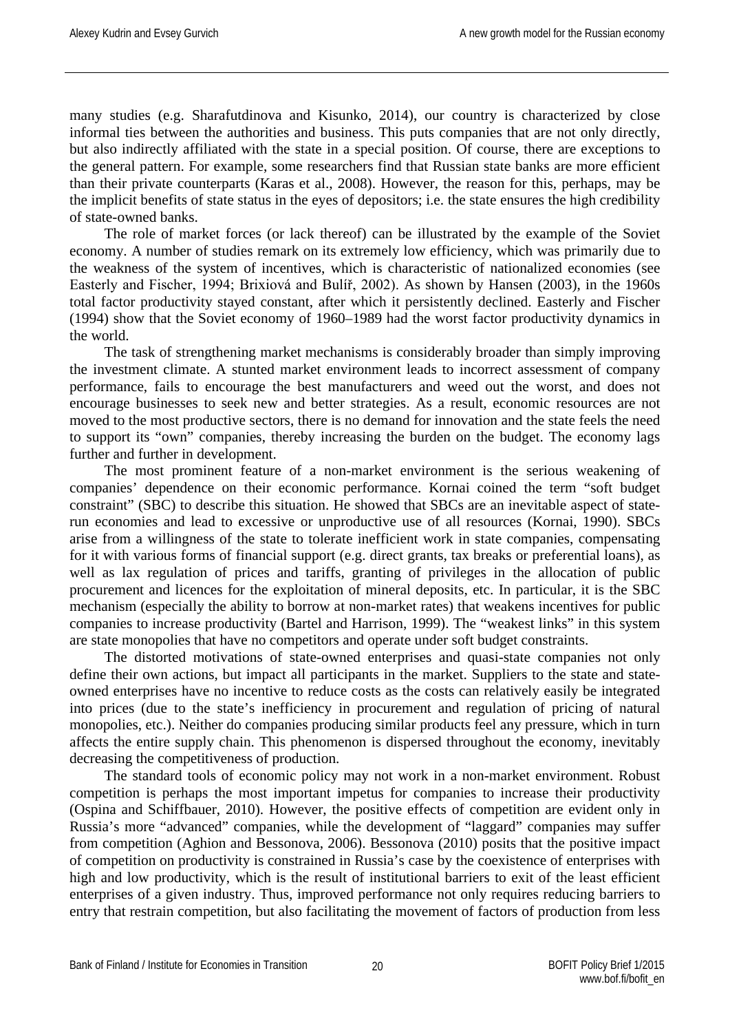many studies (e.g. Sharafutdinova and Kisunko, 2014), our country is characterized by close informal ties between the authorities and business. This puts companies that are not only directly, but also indirectly affiliated with the state in a special position. Of course, there are exceptions to the general pattern. For example, some researchers find that Russian state banks are more efficient than their private counterparts (Karas et al., 2008). However, the reason for this, perhaps, may be the implicit benefits of state status in the eyes of depositors; i.e. the state ensures the high credibility of state-owned banks.

The role of market forces (or lack thereof) can be illustrated by the example of the Soviet economy. A number of studies remark on its extremely low efficiency, which was primarily due to the weakness of the system of incentives, which is characteristic of nationalized economies (see Easterly and Fischer, 1994; Brixiová and Bulíř, 2002). As shown by Hansen (2003), in the 1960s total factor productivity stayed constant, after which it persistently declined. Easterly and Fischer (1994) show that the Soviet economy of 1960–1989 had the worst factor productivity dynamics in the world.

The task of strengthening market mechanisms is considerably broader than simply improving the investment climate. A stunted market environment leads to incorrect assessment of company performance, fails to encourage the best manufacturers and weed out the worst, and does not encourage businesses to seek new and better strategies. As a result, economic resources are not moved to the most productive sectors, there is no demand for innovation and the state feels the need to support its "own" companies, thereby increasing the burden on the budget. The economy lags further and further in development.

The most prominent feature of a non-market environment is the serious weakening of companies' dependence on their economic performance. Kornai coined the term "soft budget constraint" (SBC) to describe this situation. He showed that SBCs are an inevitable aspect of state-run economies and lead to excessive or unproductive use of all resources (Kornai, 1990). SBCs arise from a willingness of the state to tolerate inefficient work in state companies, compensating for it with various forms of financial support (e.g. direct grants, tax breaks or preferential loans), as well as lax regulation of prices and tariffs, granting of privileges in the allocation of public procurement and licences for the exploitation of mineral deposits, etc. In particular, it is the SBC mechanism (especially the ability to borrow at non-market rates) that weakens incentives for public companies to increase productivity (Bartel and Harrison, 1999). The "weakest links" in this system are state monopolies that have no competitors and operate under soft budget constraints.

The distorted motivations of state-owned enterprises and quasi-state companies not only define their own actions, but impact all participants in the market. Suppliers to the state and state-owned enterprises have no incentive to reduce costs as the costs can relatively easily be integrated into prices (due to the state's inefficiency in procurement and regulation of pricing of natural monopolies, etc.). Neither do companies producing similar products feel any pressure, which in turn affects the entire supply chain. This phenomenon is dispersed throughout the economy, inevitably decreasing the competitiveness of production.

The standard tools of economic policy may not work in a non-market environment. Robust competition is perhaps the most important impetus for companies to increase their productivity (Ospina and Schiffbauer, 2010). However, the positive effects of competition are evident only in Russia's more "advanced" companies, while the development of "laggard" companies may suffer from competition (Aghion and Bessonova, 2006). Bessonova (2010) posits that the positive impact of competition on productivity is constrained in Russia's case by the coexistence of enterprises with high and low productivity, which is the result of institutional barriers to exit of the least efficient enterprises of a given industry. Thus, improved performance not only requires reducing barriers to entry that restrain competition, but also facilitating the movement of factors of production from less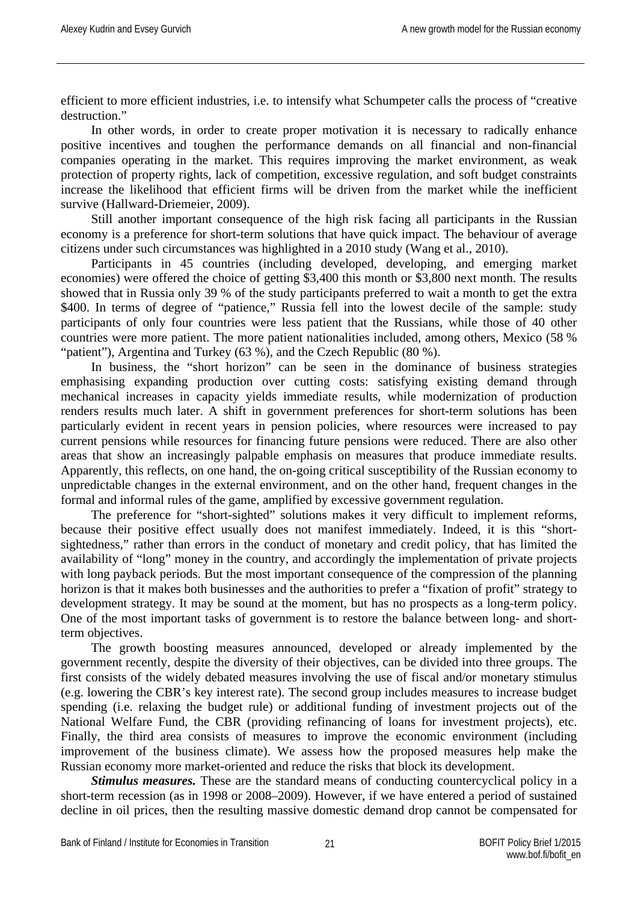efficient to more efficient industries, i.e. to intensify what Schumpeter calls the process of "creative destruction."

In other words, in order to create proper motivation it is necessary to radically enhance positive incentives and toughen the performance demands on all financial and non-financial companies operating in the market. This requires improving the market environment, as weak protection of property rights, lack of competition, excessive regulation, and soft budget constraints increase the likelihood that efficient firms will be driven from the market while the inefficient survive (Hallward-Driemeier, 2009).

Still another important consequence of the high risk facing all participants in the Russian economy is a preference for short-term solutions that have quick impact. The behaviour of average citizens under such circumstances was highlighted in a 2010 study (Wang et al., 2010).

Participants in 45 countries (including developed, developing, and emerging market economies) were offered the choice of getting $3,400 this month or $3,800 next month. The results showed that in Russia only 39 % of the study participants preferred to wait a month to get the extra $400. In terms of degree of "patience," Russia fell into the lowest decile of the sample: study participants of only four countries were less patient that the Russians, while those of 40 other countries were more patient. The more patient nationalities included, among others, Mexico (58 % "patient"), Argentina and Turkey (63 %), and the Czech Republic (80 %).

In business, the "short horizon" can be seen in the dominance of business strategies emphasising expanding production over cutting costs: satisfying existing demand through mechanical increases in capacity yields immediate results, while modernization of production renders results much later. A shift in government preferences for short-term solutions has been particularly evident in recent years in pension policies, where resources were increased to pay current pensions while resources for financing future pensions were reduced. There are also other areas that show an increasingly palpable emphasis on measures that produce immediate results. Apparently, this reflects, on one hand, the on-going critical susceptibility of the Russian economy to unpredictable changes in the external environment, and on the other hand, frequent changes in the formal and informal rules of the game, amplified by excessive government regulation.

The preference for "short-sighted" solutions makes it very difficult to implement reforms, because their positive effect usually does not manifest immediately. Indeed, it is this "short-sightedness," rather than errors in the conduct of monetary and credit policy, that has limited the availability of "long" money in the country, and accordingly the implementation of private projects with long payback periods. But the most important consequence of the compression of the planning horizon is that it makes both businesses and the authorities to prefer a "fixation of profit" strategy to development strategy. It may be sound at the moment, but has no prospects as a long-term policy. One of the most important tasks of government is to restore the balance between long- and short-term objectives.

The growth boosting measures announced, developed or already implemented by the government recently, despite the diversity of their objectives, can be divided into three groups. The first consists of the widely debated measures involving the use of fiscal and/or monetary stimulus (e.g. lowering the CBR's key interest rate). The second group includes measures to increase budget spending (i.e. relaxing the budget rule) or additional funding of investment projects out of the National Welfare Fund, the CBR (providing refinancing of loans for investment projects), etc. Finally, the third area consists of measures to improve the economic environment (including improvement of the business climate). We assess how the proposed measures help make the Russian economy more market-oriented and reduce the risks that block its development.

***Stimulus measures.*** These are the standard means of conducting countercyclical policy in a short-term recession (as in 1998 or 2008–2009). However, if we have entered a period of sustained decline in oil prices, then the resulting massive domestic demand drop cannot be compensated for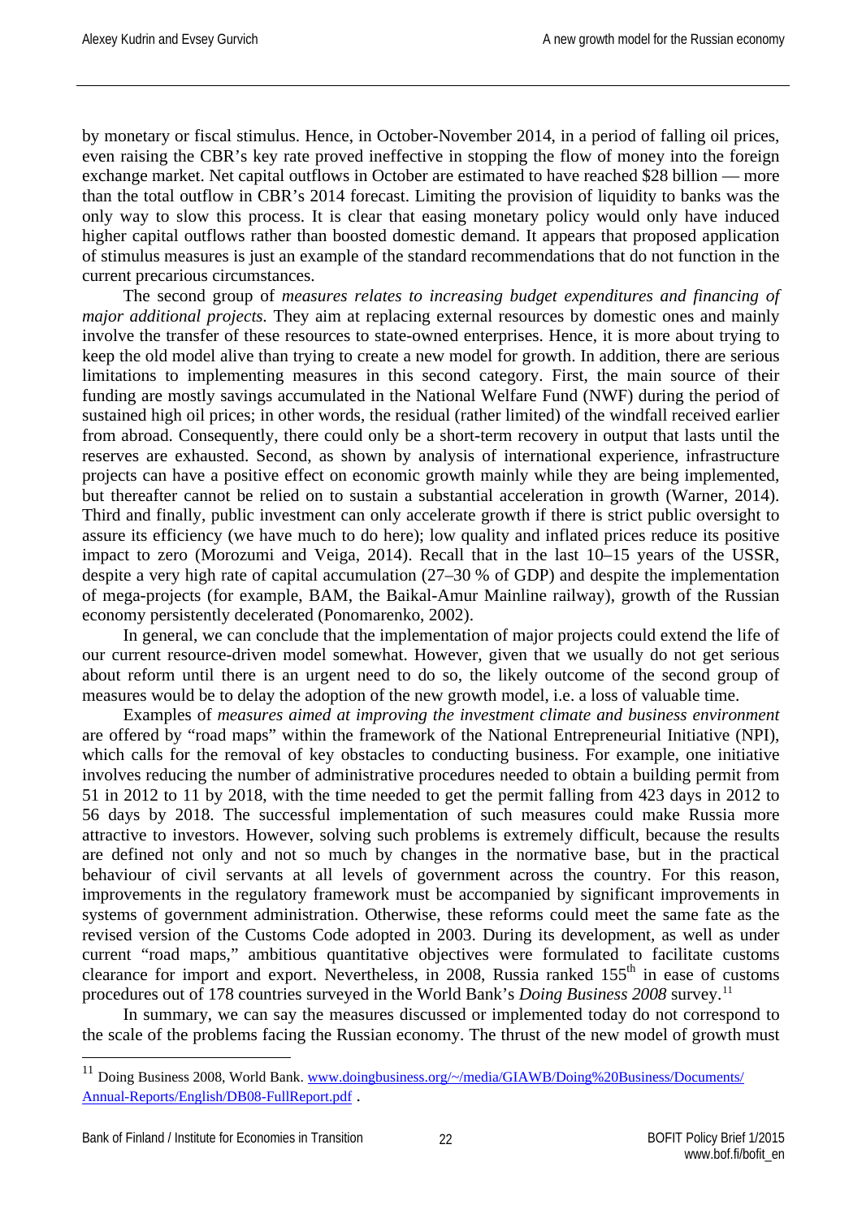by monetary or fiscal stimulus. Hence, in October-November 2014, in a period of falling oil prices, even raising the CBR's key rate proved ineffective in stopping the flow of money into the foreign exchange market. Net capital outflows in October are estimated to have reached $28 billion — more than the total outflow in CBR's 2014 forecast. Limiting the provision of liquidity to banks was the only way to slow this process. It is clear that easing monetary policy would only have induced higher capital outflows rather than boosted domestic demand. It appears that proposed application of stimulus measures is just an example of the standard recommendations that do not function in the current precarious circumstances.

The second group of *measures relates to increasing budget expenditures and financing of major additional projects*. They aim at replacing external resources by domestic ones and mainly involve the transfer of these resources to state-owned enterprises. Hence, it is more about trying to keep the old model alive than trying to create a new model for growth. In addition, there are serious limitations to implementing measures in this second category. First, the main source of their funding are mostly savings accumulated in the National Welfare Fund (NWF) during the period of sustained high oil prices; in other words, the residual (rather limited) of the windfall received earlier from abroad. Consequently, there could only be a short-term recovery in output that lasts until the reserves are exhausted. Second, as shown by analysis of international experience, infrastructure projects can have a positive effect on economic growth mainly while they are being implemented, but thereafter cannot be relied on to sustain a substantial acceleration in growth (Warner, 2014). Third and finally, public investment can only accelerate growth if there is strict public oversight to assure its efficiency (we have much to do here); low quality and inflated prices reduce its positive impact to zero (Morozumi and Veiga, 2014). Recall that in the last 10–15 years of the USSR, despite a very high rate of capital accumulation (27–30 % of GDP) and despite the implementation of mega-projects (for example, BAM, the Baikal-Amur Mainline railway), growth of the Russian economy persistently decelerated (Ponomarenko, 2002).

In general, we can conclude that the implementation of major projects could extend the life of our current resource-driven model somewhat. However, given that we usually do not get serious about reform until there is an urgent need to do so, the likely outcome of the second group of measures would be to delay the adoption of the new growth model, i.e. a loss of valuable time.

Examples of *measures aimed at improving the investment climate and business environment* are offered by "road maps" within the framework of the National Entrepreneurial Initiative (NPI), which calls for the removal of key obstacles to conducting business. For example, one initiative involves reducing the number of administrative procedures needed to obtain a building permit from 51 in 2012 to 11 by 2018, with the time needed to get the permit falling from 423 days in 2012 to 56 days by 2018. The successful implementation of such measures could make Russia more attractive to investors. However, solving such problems is extremely difficult, because the results are defined not only and not so much by changes in the normative base, but in the practical behaviour of civil servants at all levels of government across the country. For this reason, improvements in the regulatory framework must be accompanied by significant improvements in systems of government administration. Otherwise, these reforms could meet the same fate as the revised version of the Customs Code adopted in 2003. During its development, as well as under current "road maps," ambitious quantitative objectives were formulated to facilitate customs clearance for import and export. Nevertheless, in 2008, Russia ranked 155th in ease of customs procedures out of 178 countries surveyed in the World Bank's *Doing Business 2008* survey.[11]

In summary, we can say the measures discussed or implemented today do not correspond to the scale of the problems facing the Russian economy. The thrust of the new model of growth must

---

[11] Doing Business 2008, World Bank. www.doingbusiness.org/~/media/GIAWB/Doing%20Business/Documents/Annual-Reports/English/DB08-FullReport.pdf .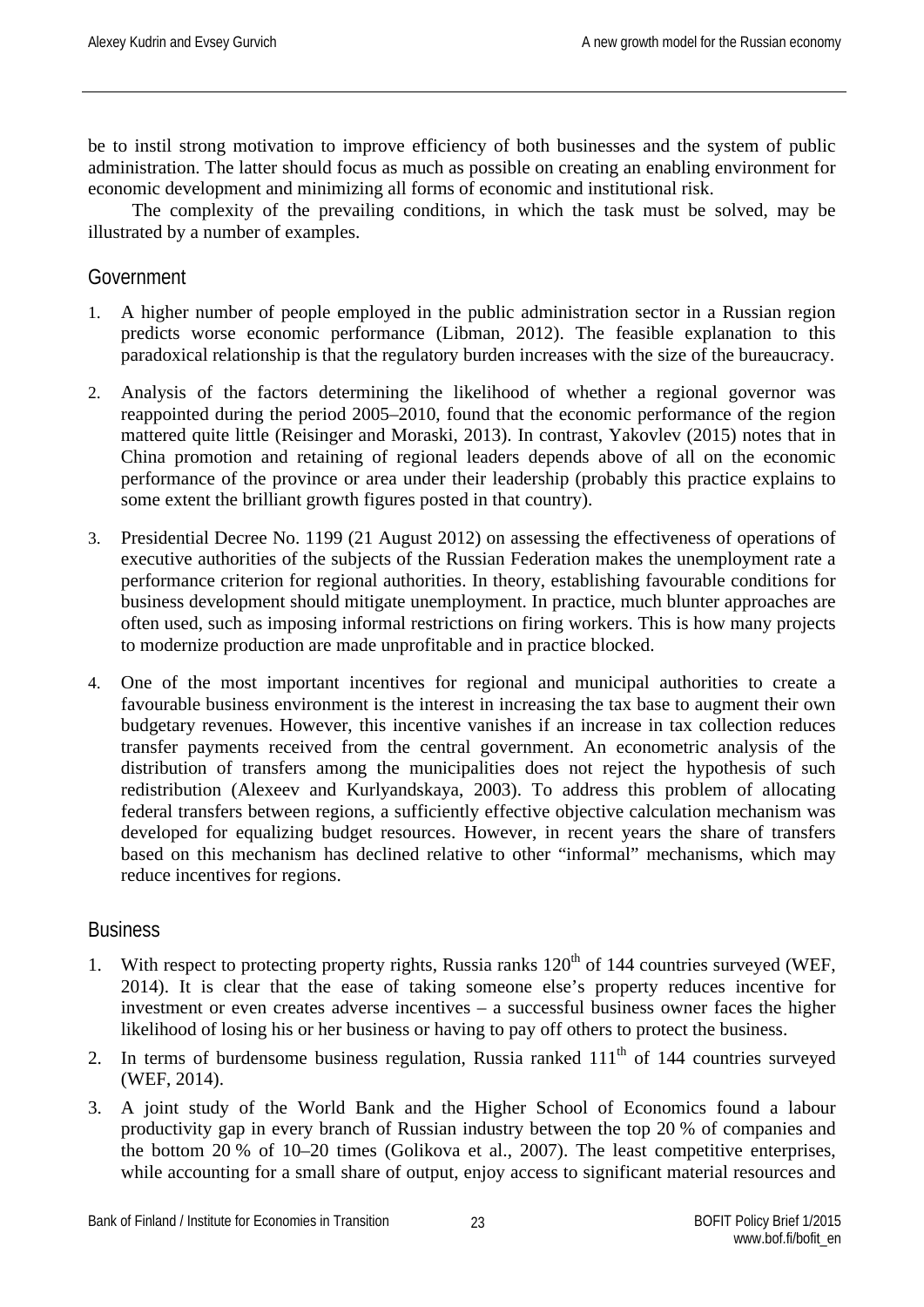be to instil strong motivation to improve efficiency of both businesses and the system of public administration. The latter should focus as much as possible on creating an enabling environment for economic development and minimizing all forms of economic and institutional risk.

The complexity of the prevailing conditions, in which the task must be solved, may be illustrated by a number of examples.

## Government

1. A higher number of people employed in the public administration sector in a Russian region predicts worse economic performance (Libman, 2012). The feasible explanation to this paradoxical relationship is that the regulatory burden increases with the size of the bureaucracy.

2. Analysis of the factors determining the likelihood of whether a regional governor was reappointed during the period 2005–2010, found that the economic performance of the region mattered quite little (Reisinger and Moraski, 2013). In contrast, Yakovlev (2015) notes that in China promotion and retaining of regional leaders depends above of all on the economic performance of the province or area under their leadership (probably this practice explains to some extent the brilliant growth figures posted in that country).

3. Presidential Decree No. 1199 (21 August 2012) on assessing the effectiveness of operations of executive authorities of the subjects of the Russian Federation makes the unemployment rate a performance criterion for regional authorities. In theory, establishing favourable conditions for business development should mitigate unemployment. In practice, much blunter approaches are often used, such as imposing informal restrictions on firing workers. This is how many projects to modernize production are made unprofitable and in practice blocked.

4. One of the most important incentives for regional and municipal authorities to create a favourable business environment is the interest in increasing the tax base to augment their own budgetary revenues. However, this incentive vanishes if an increase in tax collection reduces transfer payments received from the central government. An econometric analysis of the distribution of transfers among the municipalities does not reject the hypothesis of such redistribution (Alexeev and Kurlyandskaya, 2003). To address this problem of allocating federal transfers between regions, a sufficiently effective objective calculation mechanism was developed for equalizing budget resources. However, in recent years the share of transfers based on this mechanism has declined relative to other "informal" mechanisms, which may reduce incentives for regions.

## Business

1. With respect to protecting property rights, Russia ranks 120th of 144 countries surveyed (WEF, 2014). It is clear that the ease of taking someone else's property reduces incentive for investment or even creates adverse incentives – a successful business owner faces the higher likelihood of losing his or her business or having to pay off others to protect the business.
2. In terms of burdensome business regulation, Russia ranked 111th of 144 countries surveyed (WEF, 2014).
3. A joint study of the World Bank and the Higher School of Economics found a labour productivity gap in every branch of Russian industry between the top 20 % of companies and the bottom 20 % of 10–20 times (Golikova et al., 2007). The least competitive enterprises, while accounting for a small share of output, enjoy access to significant material resources and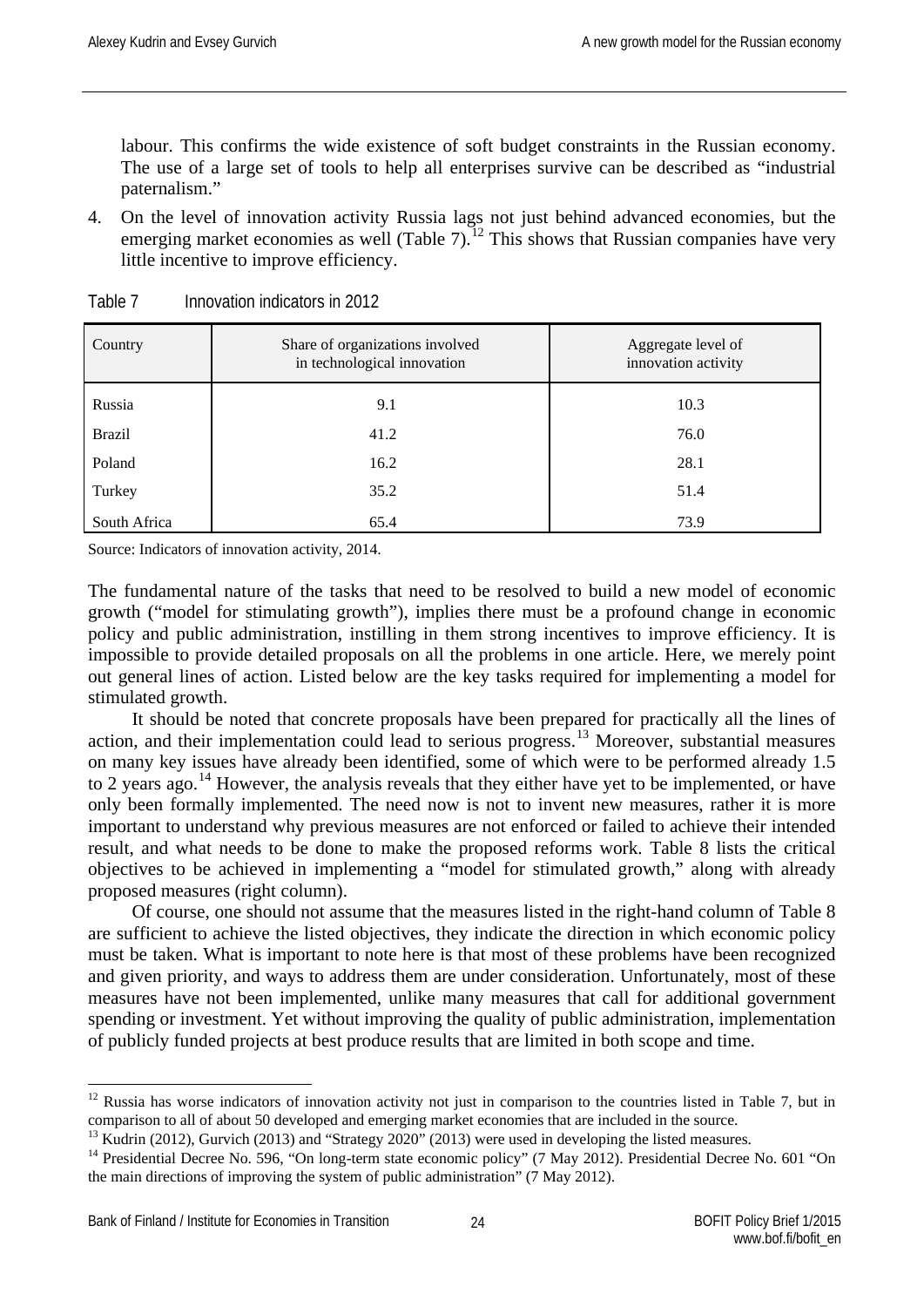labour. This confirms the wide existence of soft budget constraints in the Russian economy. The use of a large set of tools to help all enterprises survive can be described as "industrial paternalism."

4. On the level of innovation activity Russia lags not just behind advanced economies, but the emerging market economies as well (Table 7).[12] This shows that Russian companies have very little incentive to improve efficiency.

Table 7 Innovation indicators in 2012

| Country | Share of organizations involved in technological innovation | Aggregate level of innovation activity |
|---|---|---|
| Russia | 9.1 | 10.3 |
| Brazil | 41.2 | 76.0 |
| Poland | 16.2 | 28.1 |
| Turkey | 35.2 | 51.4 |
| South Africa | 65.4 | 73.9 |

Source: Indicators of innovation activity, 2014.

The fundamental nature of the tasks that need to be resolved to build a new model of economic growth ("model for stimulating growth"), implies there must be a profound change in economic policy and public administration, instilling in them strong incentives to improve efficiency. It is impossible to provide detailed proposals on all the problems in one article. Here, we merely point out general lines of action. Listed below are the key tasks required for implementing a model for stimulated growth.

It should be noted that concrete proposals have been prepared for practically all the lines of action, and their implementation could lead to serious progress.[13] Moreover, substantial measures on many key issues have already been identified, some of which were to be performed already 1.5 to 2 years ago.[14] However, the analysis reveals that they either have yet to be implemented, or have only been formally implemented. The need now is not to invent new measures, rather it is more important to understand why previous measures are not enforced or failed to achieve their intended result, and what needs to be done to make the proposed reforms work. Table 8 lists the critical objectives to be achieved in implementing a "model for stimulated growth," along with already proposed measures (right column).

Of course, one should not assume that the measures listed in the right-hand column of Table 8 are sufficient to achieve the listed objectives, they indicate the direction in which economic policy must be taken. What is important to note here is that most of these problems have been recognized and given priority, and ways to address them are under consideration. Unfortunately, most of these measures have not been implemented, unlike many measures that call for additional government spending or investment. Yet without improving the quality of public administration, implementation of publicly funded projects at best produce results that are limited in both scope and time.

---

[12] Russia has worse indicators of innovation activity not just in comparison to the countries listed in Table 7, but in comparison to all of about 50 developed and emerging market economies that are included in the source.

[13] Kudrin (2012), Gurvich (2013) and "Strategy 2020" (2013) were used in developing the listed measures.

[14] Presidential Decree No. 596, "On long-term state economic policy" (7 May 2012). Presidential Decree No. 601 "On the main directions of improving the system of public administration" (7 May 2012).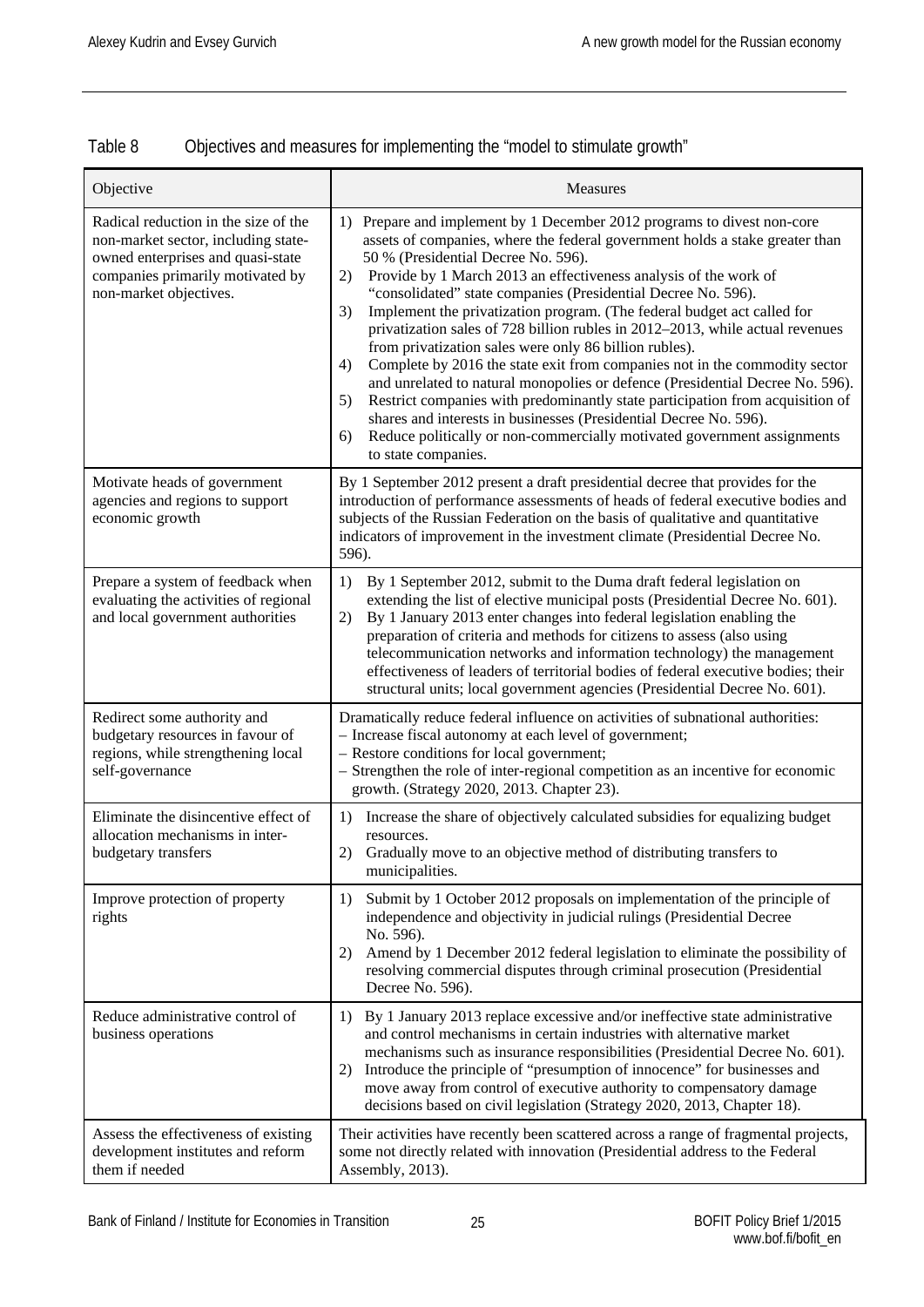Table 8 Objectives and measures for implementing the "model to stimulate growth"

| Objective | Measures |
|---|---|
| Radical reduction in the size of the non-market sector, including state-owned enterprises and quasi-state companies primarily motivated by non-market objectives. | 1) Prepare and implement by 1 December 2012 programs to divest non-core assets of companies, where the federal government holds a stake greater than 50 % (Presidential Decree No. 596).<br>2) Provide by 1 March 2013 an effectiveness analysis of the work of "consolidated" state companies (Presidential Decree No. 596).<br>3) Implement the privatization program. (The federal budget act called for privatization sales of 728 billion rubles in 2012–2013, while actual revenues from privatization sales were only 86 billion rubles).<br>4) Complete by 2016 the state exit from companies not in the commodity sector and unrelated to natural monopolies or defence (Presidential Decree No. 596).<br>5) Restrict companies with predominantly state participation from acquisition of shares and interests in businesses (Presidential Decree No. 596).<br>6) Reduce politically or non-commercially motivated government assignments to state companies. |
| Motivate heads of government agencies and regions to support economic growth | By 1 September 2012 present a draft presidential decree that provides for the introduction of performance assessments of heads of federal executive bodies and subjects of the Russian Federation on the basis of qualitative and quantitative indicators of improvement in the investment climate (Presidential Decree No. 596). |
| Prepare a system of feedback when evaluating the activities of regional and local government authorities | 1) By 1 September 2012, submit to the Duma draft federal legislation on extending the list of elective municipal posts (Presidential Decree No. 601).<br>2) By 1 January 2013 enter changes into federal legislation enabling the preparation of criteria and methods for citizens to assess (also using telecommunication networks and information technology) the management effectiveness of leaders of territorial bodies of federal executive bodies; their structural units; local government agencies (Presidential Decree No. 601). |
| Redirect some authority and budgetary resources in favour of regions, while strengthening local self-governance | Dramatically reduce federal influence on activities of subnational authorities:<br>– Increase fiscal autonomy at each level of government;<br>– Restore conditions for local government;<br>– Strengthen the role of inter-regional competition as an incentive for economic growth. (Strategy 2020, 2013. Chapter 23). |
| Eliminate the disincentive effect of allocation mechanisms in inter-budgetary transfers | 1) Increase the share of objectively calculated subsidies for equalizing budget resources.<br>2) Gradually move to an objective method of distributing transfers to municipalities. |
| Improve protection of property rights | 1) Submit by 1 October 2012 proposals on implementation of the principle of independence and objectivity in judicial rulings (Presidential Decree No. 596).<br>2) Amend by 1 December 2012 federal legislation to eliminate the possibility of resolving commercial disputes through criminal prosecution (Presidential Decree No. 596). |
| Reduce administrative control of business operations | 1) By 1 January 2013 replace excessive and/or ineffective state administrative and control mechanisms in certain industries with alternative market mechanisms such as insurance responsibilities (Presidential Decree No. 601).<br>2) Introduce the principle of "presumption of innocence" for businesses and move away from control of executive authority to compensatory damage decisions based on civil legislation (Strategy 2020, 2013, Chapter 18). |
| Assess the effectiveness of existing development institutes and reform them if needed | Their activities have recently been scattered across a range of fragmental projects, some not directly related with innovation (Presidential address to the Federal Assembly, 2013). |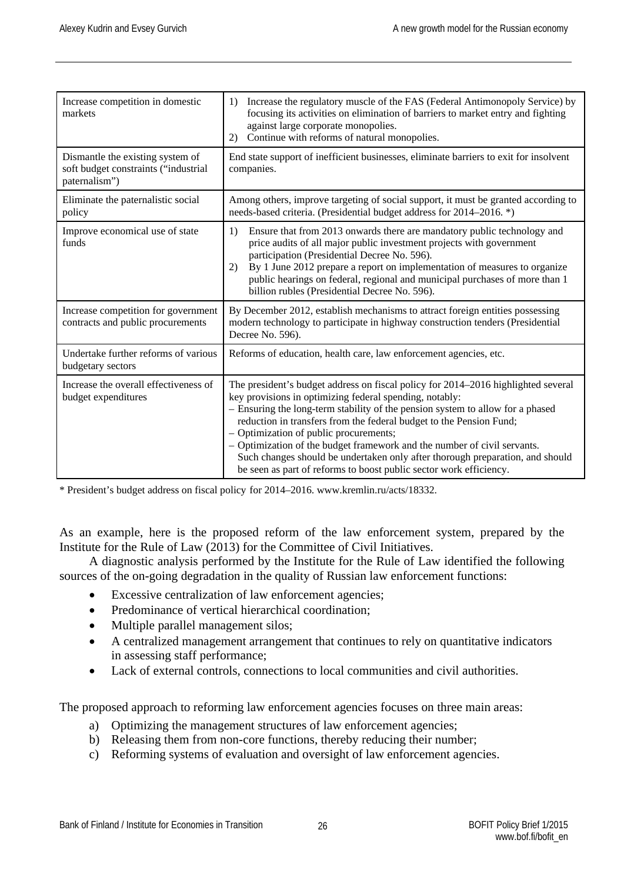| Increase competition in domestic markets | 1) Increase the regulatory muscle of the FAS (Federal Antimonopoly Service) by focusing its activities on elimination of barriers to market entry and fighting against large corporate monopolies.<br>2) Continue with reforms of natural monopolies. |
|---|---|
| Dismantle the existing system of soft budget constraints ("industrial paternalism") | End state support of inefficient businesses, eliminate barriers to exit for insolvent companies. |
| Eliminate the paternalistic social policy | Among others, improve targeting of social support, it must be granted according to needs-based criteria. (Presidential budget address for 2014–2016. *) |
| Improve economical use of state funds | 1) Ensure that from 2013 onwards there are mandatory public technology and price audits of all major public investment projects with government participation (Presidential Decree No. 596).<br>2) By 1 June 2012 prepare a report on implementation of measures to organize public hearings on federal, regional and municipal purchases of more than 1 billion rubles (Presidential Decree No. 596). |
| Increase competition for government contracts and public procurements | By December 2012, establish mechanisms to attract foreign entities possessing modern technology to participate in highway construction tenders (Presidential Decree No. 596). |
| Undertake further reforms of various budgetary sectors | Reforms of education, health care, law enforcement agencies, etc. |
| Increase the overall effectiveness of budget expenditures | The president's budget address on fiscal policy for 2014–2016 highlighted several key provisions in optimizing federal spending, notably:<br>– Ensuring the long-term stability of the pension system to allow for a phased reduction in transfers from the federal budget to the Pension Fund;<br>– Optimization of public procurements;<br>– Optimization of the budget framework and the number of civil servants.<br>Such changes should be undertaken only after thorough preparation, and should be seen as part of reforms to boost public sector work efficiency. |

\* President's budget address on fiscal policy for 2014–2016. www.kremlin.ru/acts/18332.

As an example, here is the proposed reform of the law enforcement system, prepared by the Institute for the Rule of Law (2013) for the Committee of Civil Initiatives.

A diagnostic analysis performed by the Institute for the Rule of Law identified the following sources of the on-going degradation in the quality of Russian law enforcement functions:

- Excessive centralization of law enforcement agencies;
- Predominance of vertical hierarchical coordination;
- Multiple parallel management silos;
- A centralized management arrangement that continues to rely on quantitative indicators in assessing staff performance;
- Lack of external controls, connections to local communities and civil authorities.

The proposed approach to reforming law enforcement agencies focuses on three main areas:

a) Optimizing the management structures of law enforcement agencies;
b) Releasing them from non-core functions, thereby reducing their number;
c) Reforming systems of evaluation and oversight of law enforcement agencies.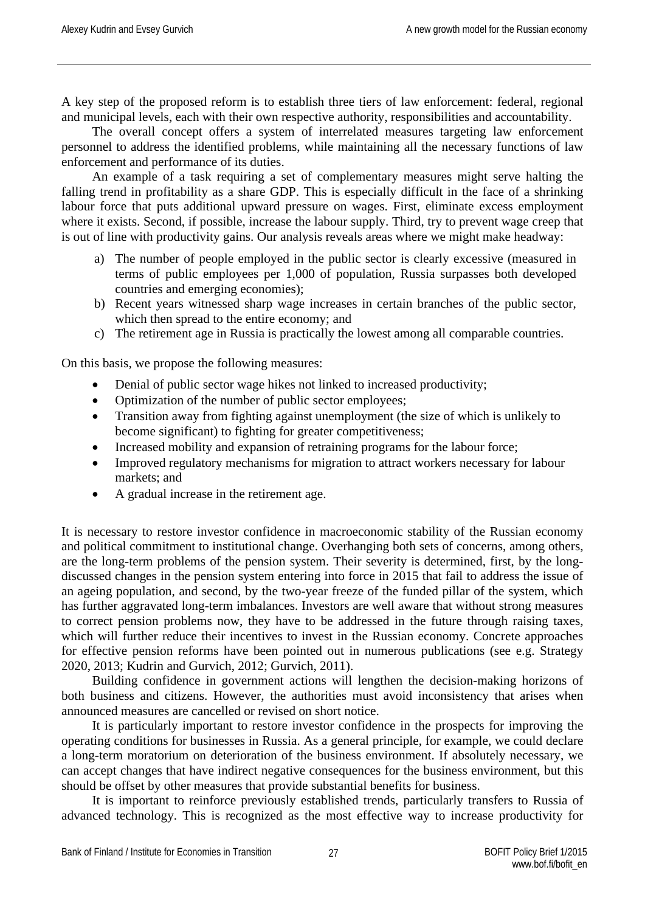A key step of the proposed reform is to establish three tiers of law enforcement: federal, regional and municipal levels, each with their own respective authority, responsibilities and accountability.

The overall concept offers a system of interrelated measures targeting law enforcement personnel to address the identified problems, while maintaining all the necessary functions of law enforcement and performance of its duties.

An example of a task requiring a set of complementary measures might serve halting the falling trend in profitability as a share GDP. This is especially difficult in the face of a shrinking labour force that puts additional upward pressure on wages. First, eliminate excess employment where it exists. Second, if possible, increase the labour supply. Third, try to prevent wage creep that is out of line with productivity gains. Our analysis reveals areas where we might make headway:

a) The number of people employed in the public sector is clearly excessive (measured in terms of public employees per 1,000 of population, Russia surpasses both developed countries and emerging economies);
b) Recent years witnessed sharp wage increases in certain branches of the public sector, which then spread to the entire economy; and
c) The retirement age in Russia is practically the lowest among all comparable countries.

On this basis, we propose the following measures:

- Denial of public sector wage hikes not linked to increased productivity;
- Optimization of the number of public sector employees;
- Transition away from fighting against unemployment (the size of which is unlikely to become significant) to fighting for greater competitiveness;
- Increased mobility and expansion of retraining programs for the labour force;
- Improved regulatory mechanisms for migration to attract workers necessary for labour markets; and
- A gradual increase in the retirement age.

It is necessary to restore investor confidence in macroeconomic stability of the Russian economy and political commitment to institutional change. Overhanging both sets of concerns, among others, are the long-term problems of the pension system. Their severity is determined, first, by the long-discussed changes in the pension system entering into force in 2015 that fail to address the issue of an ageing population, and second, by the two-year freeze of the funded pillar of the system, which has further aggravated long-term imbalances. Investors are well aware that without strong measures to correct pension problems now, they have to be addressed in the future through raising taxes, which will further reduce their incentives to invest in the Russian economy. Concrete approaches for effective pension reforms have been pointed out in numerous publications (see e.g. Strategy 2020, 2013; Kudrin and Gurvich, 2012; Gurvich, 2011).

Building confidence in government actions will lengthen the decision-making horizons of both business and citizens. However, the authorities must avoid inconsistency that arises when announced measures are cancelled or revised on short notice.

It is particularly important to restore investor confidence in the prospects for improving the operating conditions for businesses in Russia. As a general principle, for example, we could declare a long-term moratorium on deterioration of the business environment. If absolutely necessary, we can accept changes that have indirect negative consequences for the business environment, but this should be offset by other measures that provide substantial benefits for business.

It is important to reinforce previously established trends, particularly transfers to Russia of advanced technology. This is recognized as the most effective way to increase productivity for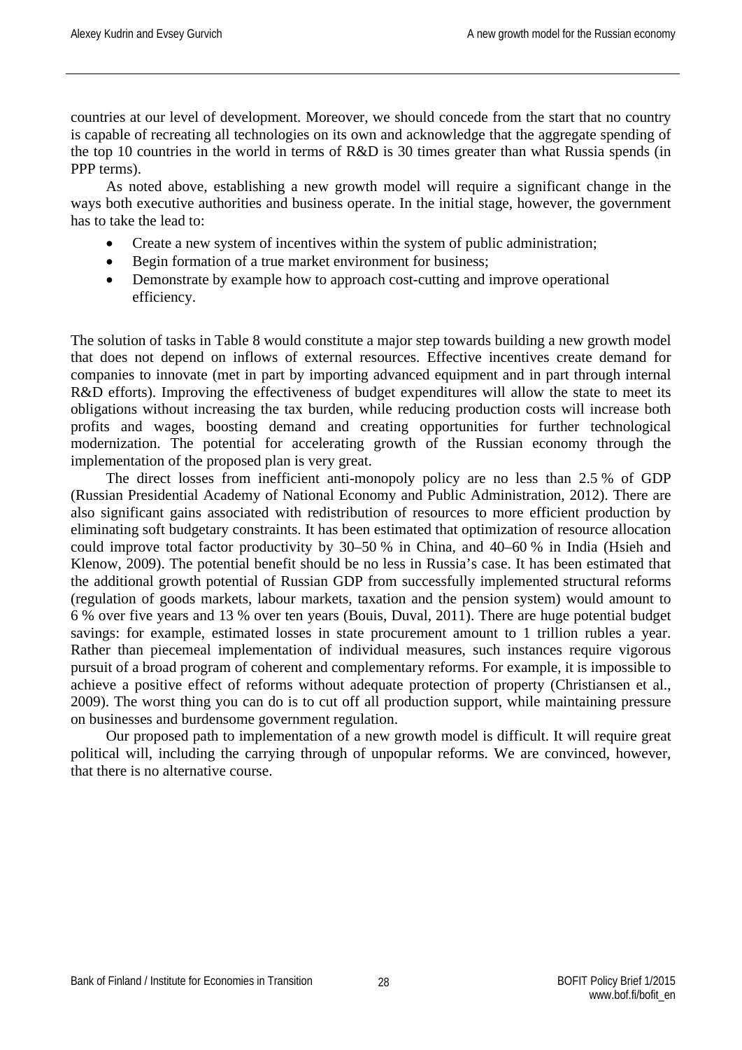countries at our level of development. Moreover, we should concede from the start that no country is capable of recreating all technologies on its own and acknowledge that the aggregate spending of the top 10 countries in the world in terms of R&D is 30 times greater than what Russia spends (in PPP terms).

As noted above, establishing a new growth model will require a significant change in the ways both executive authorities and business operate. In the initial stage, however, the government has to take the lead to:

- Create a new system of incentives within the system of public administration;
- Begin formation of a true market environment for business;
- Demonstrate by example how to approach cost-cutting and improve operational efficiency.

The solution of tasks in Table 8 would constitute a major step towards building a new growth model that does not depend on inflows of external resources. Effective incentives create demand for companies to innovate (met in part by importing advanced equipment and in part through internal R&D efforts). Improving the effectiveness of budget expenditures will allow the state to meet its obligations without increasing the tax burden, while reducing production costs will increase both profits and wages, boosting demand and creating opportunities for further technological modernization. The potential for accelerating growth of the Russian economy through the implementation of the proposed plan is very great.

The direct losses from inefficient anti-monopoly policy are no less than 2.5 % of GDP (Russian Presidential Academy of National Economy and Public Administration, 2012). There are also significant gains associated with redistribution of resources to more efficient production by eliminating soft budgetary constraints. It has been estimated that optimization of resource allocation could improve total factor productivity by 30–50 % in China, and 40–60 % in India (Hsieh and Klenow, 2009). The potential benefit should be no less in Russia's case. It has been estimated that the additional growth potential of Russian GDP from successfully implemented structural reforms (regulation of goods markets, labour markets, taxation and the pension system) would amount to 6 % over five years and 13 % over ten years (Bouis, Duval, 2011). There are huge potential budget savings: for example, estimated losses in state procurement amount to 1 trillion rubles a year. Rather than piecemeal implementation of individual measures, such instances require vigorous pursuit of a broad program of coherent and complementary reforms. For example, it is impossible to achieve a positive effect of reforms without adequate protection of property (Christiansen et al., 2009). The worst thing you can do is to cut off all production support, while maintaining pressure on businesses and burdensome government regulation.

Our proposed path to implementation of a new growth model is difficult. It will require great political will, including the carrying through of unpopular reforms. We are convinced, however, that there is no alternative course.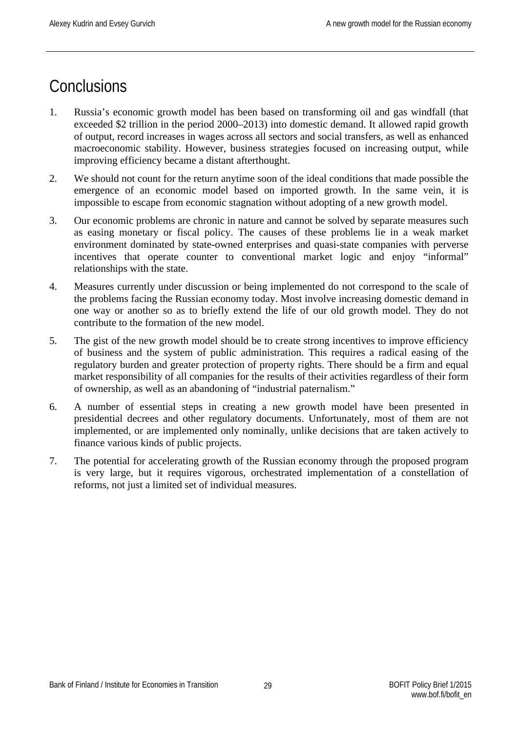# Conclusions

1. Russia's economic growth model has been based on transforming oil and gas windfall (that exceeded $2 trillion in the period 2000–2013) into domestic demand. It allowed rapid growth of output, record increases in wages across all sectors and social transfers, as well as enhanced macroeconomic stability. However, business strategies focused on increasing output, while improving efficiency became a distant afterthought.
2. We should not count for the return anytime soon of the ideal conditions that made possible the emergence of an economic model based on imported growth. In the same vein, it is impossible to escape from economic stagnation without adopting of a new growth model.
3. Our economic problems are chronic in nature and cannot be solved by separate measures such as easing monetary or fiscal policy. The causes of these problems lie in a weak market environment dominated by state-owned enterprises and quasi-state companies with perverse incentives that operate counter to conventional market logic and enjoy "informal" relationships with the state.
4. Measures currently under discussion or being implemented do not correspond to the scale of the problems facing the Russian economy today. Most involve increasing domestic demand in one way or another so as to briefly extend the life of our old growth model. They do not contribute to the formation of the new model.
5. The gist of the new growth model should be to create strong incentives to improve efficiency of business and the system of public administration. This requires a radical easing of the regulatory burden and greater protection of property rights. There should be a firm and equal market responsibility of all companies for the results of their activities regardless of their form of ownership, as well as an abandoning of "industrial paternalism."
6. A number of essential steps in creating a new growth model have been presented in presidential decrees and other regulatory documents. Unfortunately, most of them are not implemented, or are implemented only nominally, unlike decisions that are taken actively to finance various kinds of public projects.
7. The potential for accelerating growth of the Russian economy through the proposed program is very large, but it requires vigorous, orchestrated implementation of a constellation of reforms, not just a limited set of individual measures.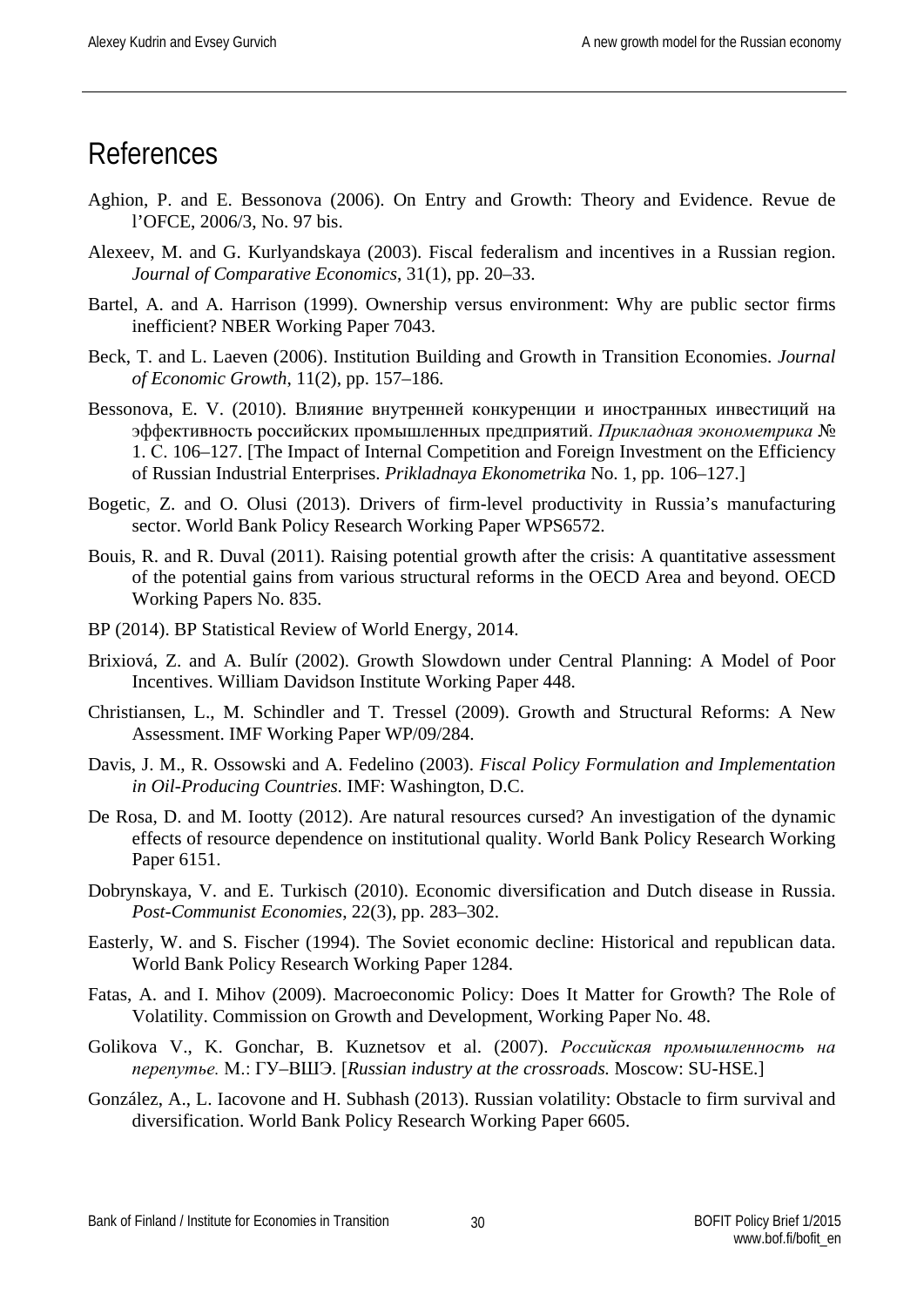# References

Aghion, P. and E. Bessonova (2006). On Entry and Growth: Theory and Evidence. Revue de l'OFCE, 2006/3, No. 97 bis.

Alexeev, M. and G. Kurlyandskaya (2003). Fiscal federalism and incentives in a Russian region. *Journal of Comparative Economics*, 31(1), pp. 20–33.

Bartel, A. and A. Harrison (1999). Ownership versus environment: Why are public sector firms inefficient? NBER Working Paper 7043.

Beck, T. and L. Laeven (2006). Institution Building and Growth in Transition Economies. *Journal of Economic Growth*, 11(2), pp. 157–186.

Bessonova, E. V. (2010). Влияние внутренней конкуренции и иностранных инвестиций на эффективность российских промышленных предприятий. *Прикладная эконометрика* № 1. С. 106–127. [The Impact of Internal Competition and Foreign Investment on the Efficiency of Russian Industrial Enterprises. *Prikladnaya Ekonometrika* No. 1, pp. 106–127.]

Bogetic, Z. and O. Olusi (2013). Drivers of firm-level productivity in Russia's manufacturing sector. World Bank Policy Research Working Paper WPS6572.

Bouis, R. and R. Duval (2011). Raising potential growth after the crisis: A quantitative assessment of the potential gains from various structural reforms in the OECD Area and beyond. OECD Working Papers No. 835.

BP (2014). BP Statistical Review of World Energy, 2014.

Brixiová, Z. and A. Bulír (2002). Growth Slowdown under Central Planning: A Model of Poor Incentives. William Davidson Institute Working Paper 448.

Christiansen, L., M. Schindler and T. Tressel (2009). Growth and Structural Reforms: A New Assessment. IMF Working Paper WP/09/284.

Davis, J. M., R. Ossowski and A. Fedelino (2003). *Fiscal Policy Formulation and Implementation in Oil-Producing Countries.* IMF: Washington, D.C.

De Rosa, D. and M. Iootty (2012). Are natural resources cursed? An investigation of the dynamic effects of resource dependence on institutional quality. World Bank Policy Research Working Paper 6151.

Dobrynskaya, V. and E. Turkisch (2010). Economic diversification and Dutch disease in Russia. *Post-Communist Economies*, 22(3), pp. 283–302.

Easterly, W. and S. Fischer (1994). The Soviet economic decline: Historical and republican data. World Bank Policy Research Working Paper 1284.

Fatas, A. and I. Mihov (2009). Macroeconomic Policy: Does It Matter for Growth? The Role of Volatility. Commission on Growth and Development, Working Paper No. 48.

Golikova V., K. Gonchar, B. Kuznetsov et al. (2007). *Российская промышленность на перепутье.* М.: ГУ–ВШЭ. [*Russian industry at the crossroads.* Moscow: SU-HSE.]

González, A., L. Iacovone and H. Subhash (2013). Russian volatility: Obstacle to firm survival and diversification. World Bank Policy Research Working Paper 6605.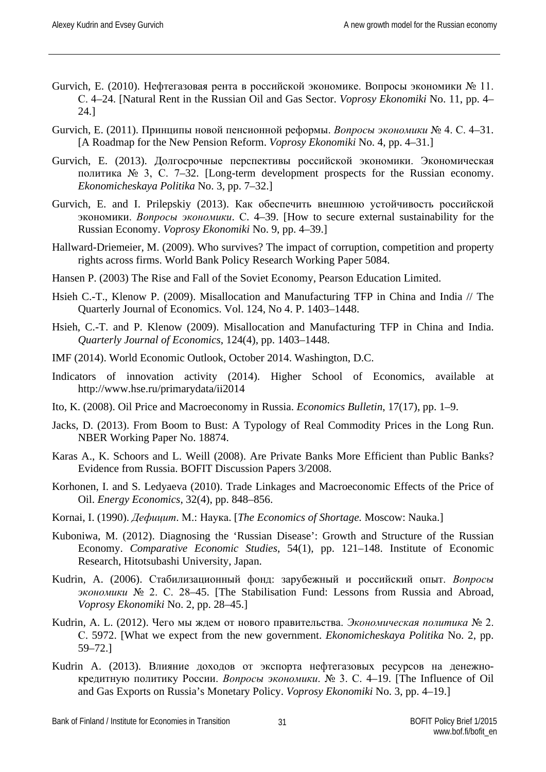Gurvich, E. (2010). Нефтегазовая рента в российской экономике. Вопросы экономики № 11. С. 4–24. [Natural Rent in the Russian Oil and Gas Sector. *Voprosy Ekonomiki* No. 11, pp. 4–24.]

Gurvich, E. (2011). Принципы новой пенсионной реформы. *Вопросы экономики* № 4. С. 4–31. [A Roadmap for the New Pension Reform. *Voprosy Ekonomiki* No. 4, pp. 4–31.]

Gurvich, E. (2013). Долгосрочные перспективы российской экономики. Экономическая политика № 3, С. 7–32. [Long-term development prospects for the Russian economy. *Ekonomicheskaya Politika* No. 3, pp. 7–32.]

Gurvich, E. and I. Prilepskiy (2013). Как обеспечить внешнюю устойчивость российской экономики. *Вопросы экономики*. С. 4–39. [How to secure external sustainability for the Russian Economy. *Voprosy Ekonomiki* No. 9, pp. 4–39.]

Hallward-Driemeier, M. (2009). Who survives? The impact of corruption, competition and property rights across firms. World Bank Policy Research Working Paper 5084.

Hansen P. (2003) The Rise and Fall of the Soviet Economy, Pearson Education Limited.

Hsieh C.-T., Klenow P. (2009). Misallocation and Manufacturing TFP in China and India // The Quarterly Journal of Economics. Vol. 124, No 4. P. 1403–1448.

Hsieh, C.-T. and P. Klenow (2009). Misallocation and Manufacturing TFP in China and India. *Quarterly Journal of Economics*, 124(4), pp. 1403–1448.

IMF (2014). World Economic Outlook, October 2014. Washington, D.C.

Indicators of innovation activity (2014). Higher School of Economics, available at http://www.hse.ru/primarydata/ii2014

Ito, K. (2008). Oil Price and Macroeconomy in Russia. *Economics Bulletin*, 17(17), pp. 1–9.

Jacks, D. (2013). From Boom to Bust: A Typology of Real Commodity Prices in the Long Run. NBER Working Paper No. 18874.

Karas A., K. Schoors and L. Weill (2008). Are Private Banks More Efficient than Public Banks? Evidence from Russia. BOFIT Discussion Papers 3/2008.

Korhonen, I. and S. Ledyaeva (2010). Trade Linkages and Macroeconomic Effects of the Price of Oil. *Energy Economics*, 32(4), pp. 848–856.

Kornai, I. (1990). *Дефицит*. М.: Наука. [*The Economics of Shortage.* Moscow: Nauka.]

Kuboniwa, M. (2012). Diagnosing the 'Russian Disease': Growth and Structure of the Russian Economy. *Comparative Economic Studies*, 54(1), pp. 121–148. Institute of Economic Research, Hitotsubashi University, Japan.

Kudrin, A. (2006). Стабилизационный фонд: зарубежный и российский опыт. *Вопросы экономики* № 2. С. 28–45. [The Stabilisation Fund: Lessons from Russia and Abroad, *Voprosy Ekonomiki* No. 2, pp. 28–45.]

Kudrin, A. L. (2012). Чего мы ждем от нового правительства. *Экономическая политика* № 2. С. 5972. [What we expect from the new government. *Ekonomicheskaya Politika* No. 2, pp. 59–72.]

Kudrin A. (2013). Влияние доходов от экспорта нефтегазовых ресурсов на денежно-кредитную политику России. *Вопросы экономики*. № 3. С. 4–19. [The Influence of Oil and Gas Exports on Russia's Monetary Policy. *Voprosy Ekonomiki* No. 3, pp. 4–19.]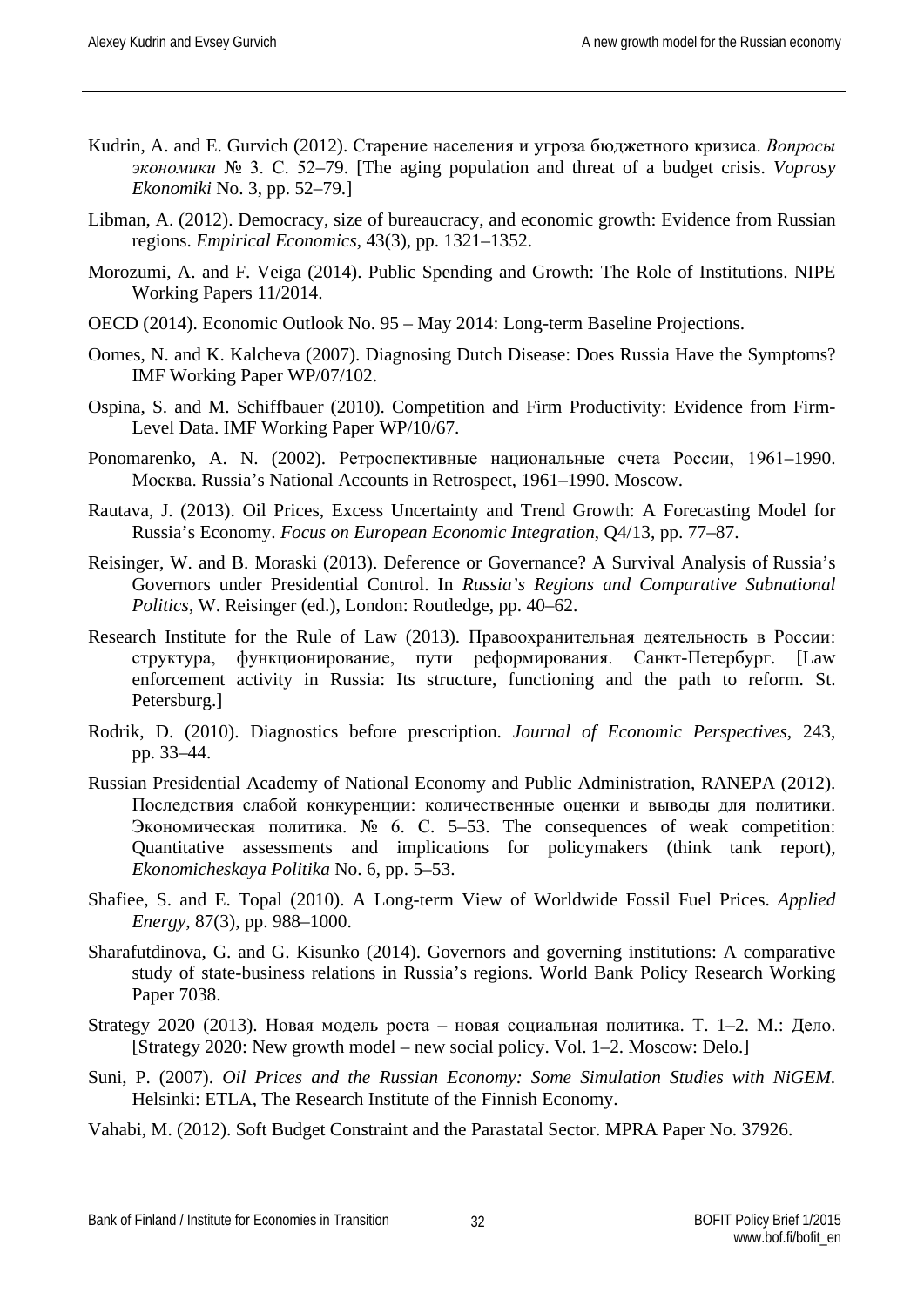Kudrin, A. and E. Gurvich (2012). Старение населения и угроза бюджетного кризиса. *Вопросы экономики* № 3. С. 52–79. [The aging population and threat of a budget crisis. *Voprosy Ekonomiki* No. 3, pp. 52–79.]

Libman, A. (2012). Democracy, size of bureaucracy, and economic growth: Evidence from Russian regions. *Empirical Economics*, 43(3), pp. 1321–1352.

Morozumi, A. and F. Veiga (2014). Public Spending and Growth: The Role of Institutions. NIPE Working Papers 11/2014.

OECD (2014). Economic Outlook No. 95 – May 2014: Long-term Baseline Projections.

Oomes, N. and K. Kalcheva (2007). Diagnosing Dutch Disease: Does Russia Have the Symptoms? IMF Working Paper WP/07/102.

Ospina, S. and M. Schiffbauer (2010). Competition and Firm Productivity: Evidence from Firm-Level Data. IMF Working Paper WP/10/67.

Ponomarenko, A. N. (2002). Ретроспективные национальные счета России, 1961–1990. Москва. Russia's National Accounts in Retrospect, 1961–1990. Moscow.

Rautava, J. (2013). Oil Prices, Excess Uncertainty and Trend Growth: A Forecasting Model for Russia's Economy. *Focus on European Economic Integration*, Q4/13, pp. 77–87.

Reisinger, W. and B. Moraski (2013). Deference or Governance? A Survival Analysis of Russia's Governors under Presidential Control. In *Russia's Regions and Comparative Subnational Politics*, W. Reisinger (ed.), London: Routledge, pp. 40–62.

Research Institute for the Rule of Law (2013). Правоохранительная деятельность в России: структура, функционирование, пути реформирования. Санкт-Петербург. [Law enforcement activity in Russia: Its structure, functioning and the path to reform. St. Petersburg.]

Rodrik, D. (2010). Diagnostics before prescription. *Journal of Economic Perspectives*, 243, pp. 33–44.

Russian Presidential Academy of National Economy and Public Administration, RANEPA (2012). Последствия слабой конкуренции: количественные оценки и выводы для политики. Экономическая политика. № 6. С. 5–53. The consequences of weak competition: Quantitative assessments and implications for policymakers (think tank report), *Ekonomicheskaya Politika* No. 6, pp. 5–53.

Shafiee, S. and E. Topal (2010). A Long-term View of Worldwide Fossil Fuel Prices. *Applied Energy*, 87(3), pp. 988–1000.

Sharafutdinova, G. and G. Kisunko (2014). Governors and governing institutions: A comparative study of state-business relations in Russia's regions. World Bank Policy Research Working Paper 7038.

Strategy 2020 (2013). Новая модель роста – новая социальная политика. Т. 1–2. М.: Дело. [Strategy 2020: New growth model – new social policy. Vol. 1–2. Moscow: Delo.]

Suni, P. (2007). *Oil Prices and the Russian Economy: Some Simulation Studies with NiGEM.* Helsinki: ETLA, The Research Institute of the Finnish Economy.

Vahabi, M. (2012). Soft Budget Constraint and the Parastatal Sector. MPRA Paper No. 37926.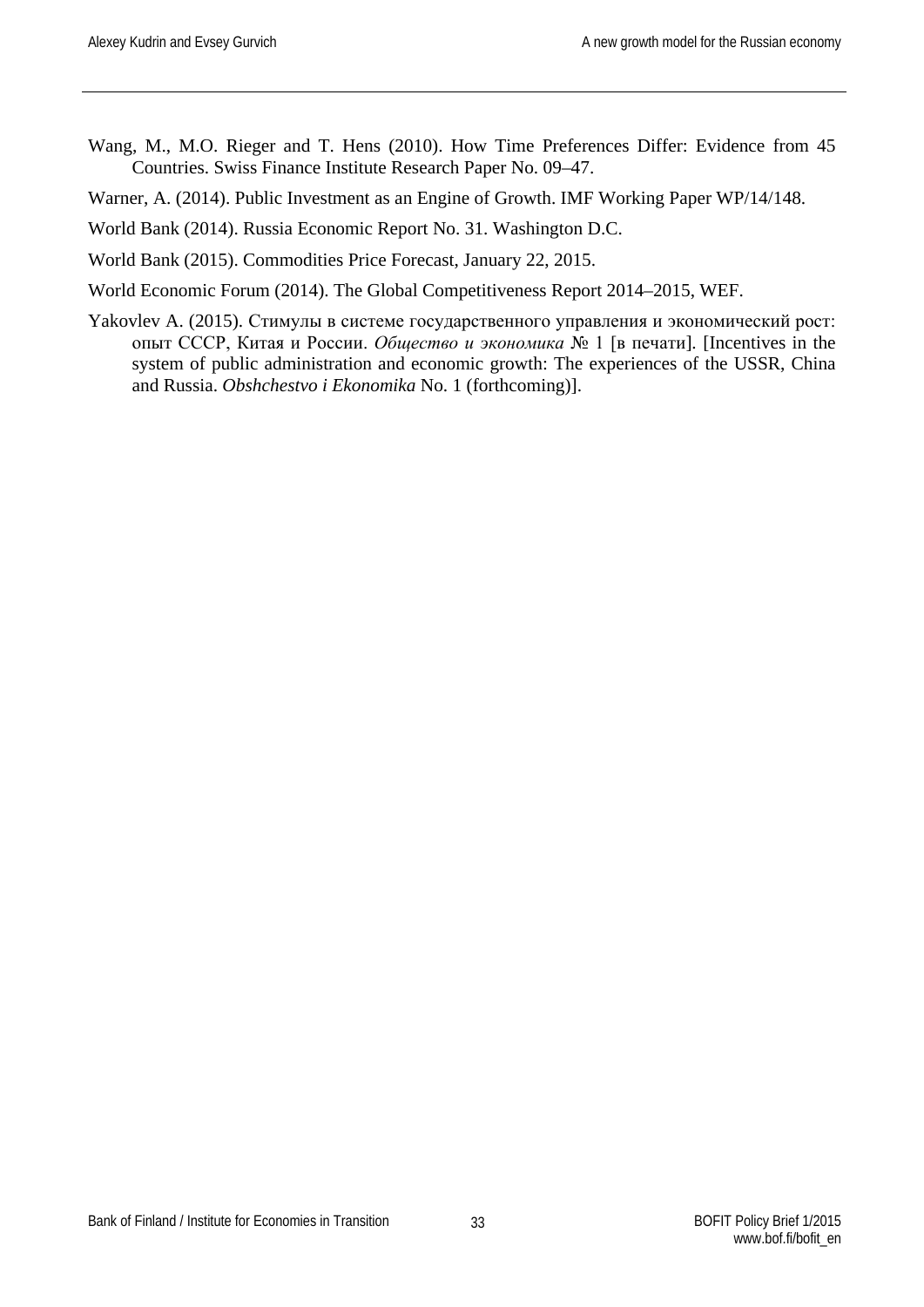Wang, M., M.O. Rieger and T. Hens (2010). How Time Preferences Differ: Evidence from 45 Countries. Swiss Finance Institute Research Paper No. 09–47.

Warner, A. (2014). Public Investment as an Engine of Growth. IMF Working Paper WP/14/148.

World Bank (2014). Russia Economic Report No. 31. Washington D.C.

World Bank (2015). Commodities Price Forecast, January 22, 2015.

World Economic Forum (2014). The Global Competitiveness Report 2014–2015, WEF.

Yakovlev A. (2015). Стимулы в системе государственного управления и экономический рост: опыт СССР, Китая и России. *Общество и экономика* № 1 [в печати]. [Incentives in the system of public administration and economic growth: The experiences of the USSR, China and Russia. *Obshchestvo i Ekonomika* No. 1 (forthcoming)].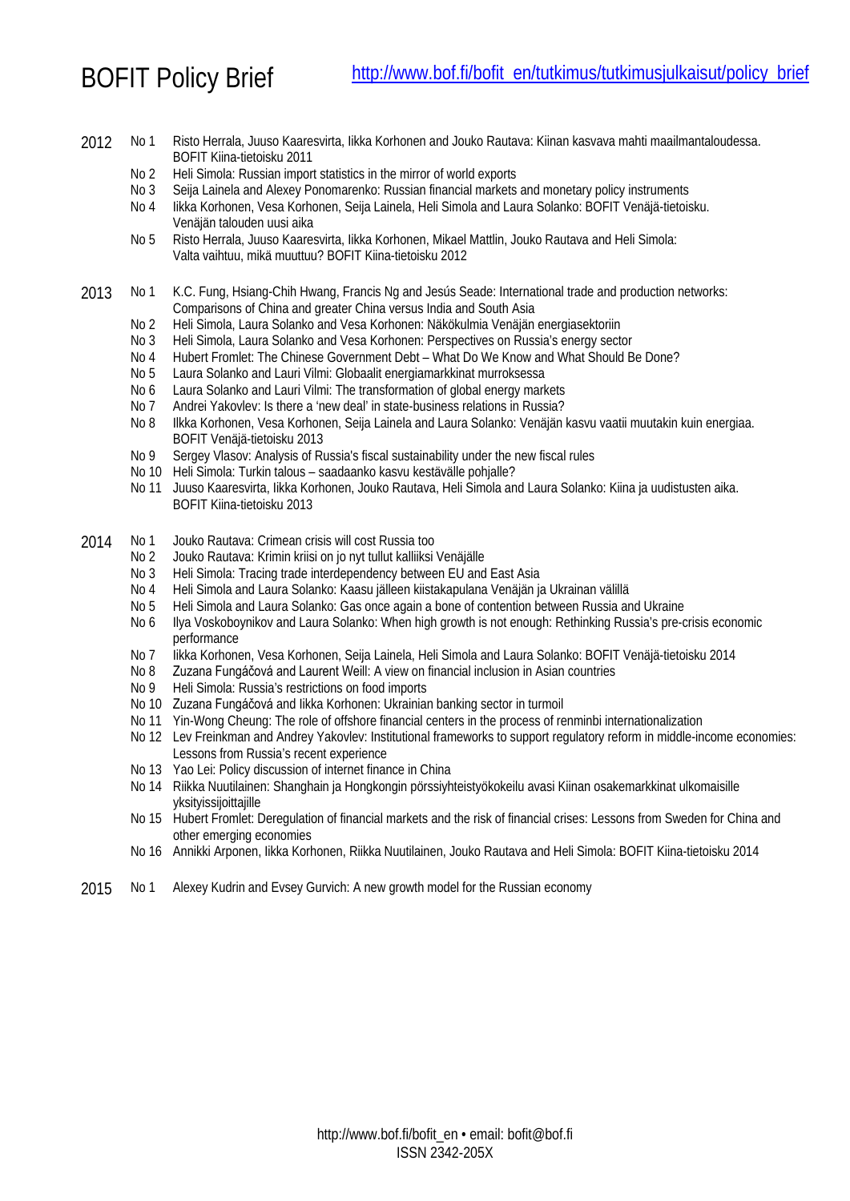# BOFIT Policy Brief

http://www.bof.fi/bofit_en/tutkimus/tutkimusjulkaisut/policy_brief

**2012**

- No 1 Risto Herrala, Juuso Kaaresvirta, Iikka Korhonen and Jouko Rautava: Kiinan kasvava mahti maailmantaloudessa. BOFIT Kiina-tietoisku 2011
- No 2 Heli Simola: Russian import statistics in the mirror of world exports
- No 3 Seija Lainela and Alexey Ponomarenko: Russian financial markets and monetary policy instruments
- No 4 Iikka Korhonen, Vesa Korhonen, Seija Lainela, Heli Simola and Laura Solanko: BOFIT Venäjä-tietoisku. Venäjän talouden uusi aika
- No 5 Risto Herrala, Juuso Kaaresvirta, Iikka Korhonen, Mikael Mattlin, Jouko Rautava and Heli Simola: Valta vaihtuu, mikä muuttuu? BOFIT Kiina-tietoisku 2012

**2013**

- No 1 K.C. Fung, Hsiang-Chih Hwang, Francis Ng and Jesús Seade: International trade and production networks: Comparisons of China and greater China versus India and South Asia
- No 2 Heli Simola, Laura Solanko and Vesa Korhonen: Näkökulmia Venäjän energiasektoriin
- No 3 Heli Simola, Laura Solanko and Vesa Korhonen: Perspectives on Russia's energy sector
- No 4 Hubert Fromlet: The Chinese Government Debt – What Do We Know and What Should Be Done?
- No 5 Laura Solanko and Lauri Vilmi: Globaalit energiamarkkinat murroksessa
- No 6 Laura Solanko and Lauri Vilmi: The transformation of global energy markets
- No 7 Andrei Yakovlev: Is there a 'new deal' in state-business relations in Russia?
- No 8 Ilkka Korhonen, Vesa Korhonen, Seija Lainela and Laura Solanko: Venäjän kasvu vaatii muutakin kuin energiaa. BOFIT Venäjä-tietoisku 2013
- No 9 Sergey Vlasov: Analysis of Russia's fiscal sustainability under the new fiscal rules
- No 10 Heli Simola: Turkin talous – saadaanko kasvu kestävälle pohjalle?
- No 11 Juuso Kaaresvirta, Iikka Korhonen, Jouko Rautava, Heli Simola and Laura Solanko: Kiina ja uudistusten aika. BOFIT Kiina-tietoisku 2013

**2014**

- No 1 Jouko Rautava: Crimean crisis will cost Russia too
- No 2 Jouko Rautava: Krimin kriisi on jo nyt tullut kalliiksi Venäjälle
- No 3 Heli Simola: Tracing trade interdependency between EU and East Asia
- No 4 Heli Simola and Laura Solanko: Kaasu jälleen kiistakapulana Venäjän ja Ukrainan välillä
- No 5 Heli Simola and Laura Solanko: Gas once again a bone of contention between Russia and Ukraine
- No 6 Ilya Voskoboynikov and Laura Solanko: When high growth is not enough: Rethinking Russia's pre-crisis economic performance
- No 7 Iikka Korhonen, Vesa Korhonen, Seija Lainela, Heli Simola and Laura Solanko: BOFIT Venäjä-tietoisku 2014
- No 8 Zuzana Fungáčová and Laurent Weill: A view on financial inclusion in Asian countries
- No 9 Heli Simola: Russia's restrictions on food imports
- No 10 Zuzana Fungáčová and Iikka Korhonen: Ukrainian banking sector in turmoil
- No 11 Yin-Wong Cheung: The role of offshore financial centers in the process of renminbi internationalization
- No 12 Lev Freinkman and Andrey Yakovlev: Institutional frameworks to support regulatory reform in middle-income economies: Lessons from Russia's recent experience
- No 13 Yao Lei: Policy discussion of internet finance in China
- No 14 Riikka Nuutilainen: Shanghain ja Hongkongin pörssiyhteistyökokeilu avasi Kiinan osakemarkkinat ulkomaisille yksityissijoittajille
- No 15 Hubert Fromlet: Deregulation of financial markets and the risk of financial crises: Lessons from Sweden for China and other emerging economies
- No 16 Annikki Arponen, Iikka Korhonen, Riikka Nuutilainen, Jouko Rautava and Heli Simola: BOFIT Kiina-tietoisku 2014

**2015**

- No 1 Alexey Kudrin and Evsey Gurvich: A new growth model for the Russian economy

http://www.bof.fi/bofit_en • email: bofit@bof.fi
ISSN 2342-205X